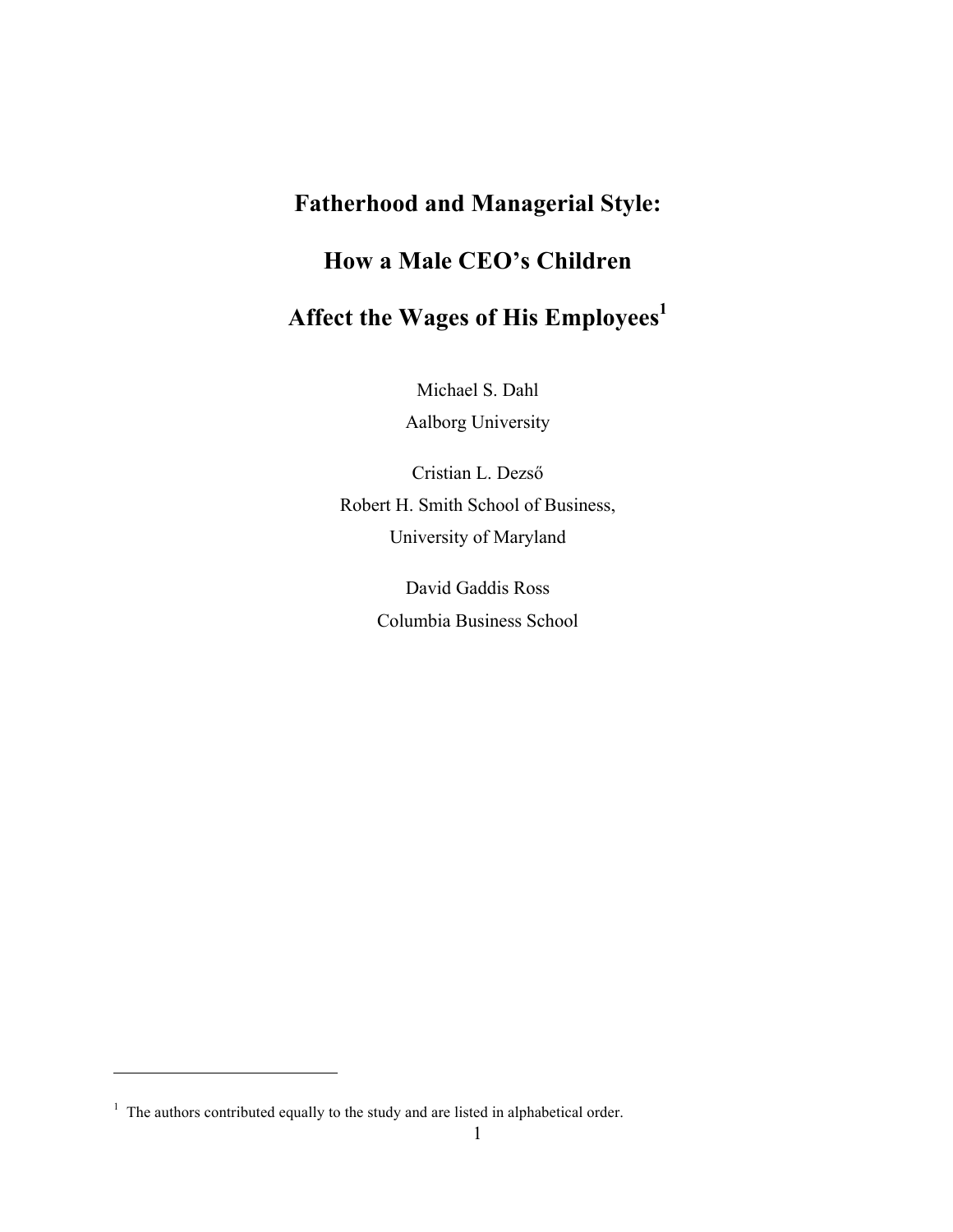# Fatherhood and Managerial Style:

# How a Male CEO's Children

# Affect the Wages of His Employees[1]

Michael S. Dahl
Aalborg University

Cristian L. Dezső
Robert H. Smith School of Business,
University of Maryland

David Gaddis Ross
Columbia Business School

[1] The authors contributed equally to the study and are listed in alphabetical order.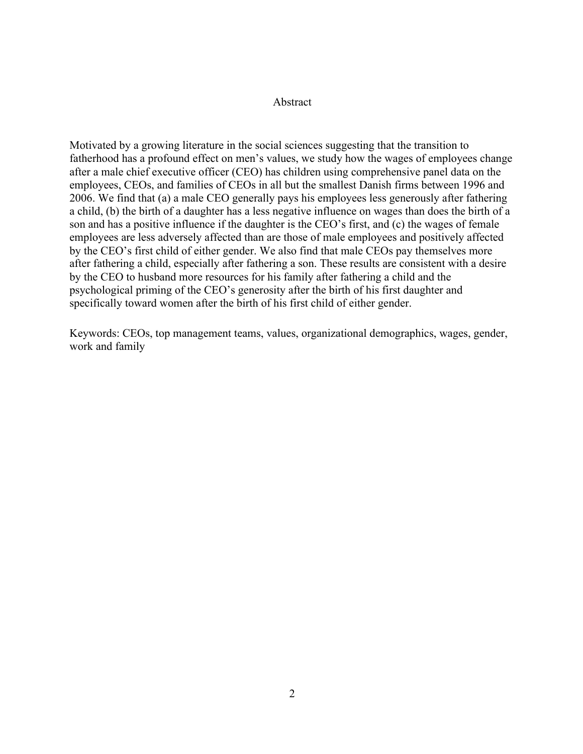## Abstract

Motivated by a growing literature in the social sciences suggesting that the transition to fatherhood has a profound effect on men's values, we study how the wages of employees change after a male chief executive officer (CEO) has children using comprehensive panel data on the employees, CEOs, and families of CEOs in all but the smallest Danish firms between 1996 and 2006. We find that (a) a male CEO generally pays his employees less generously after fathering a child, (b) the birth of a daughter has a less negative influence on wages than does the birth of a son and has a positive influence if the daughter is the CEO's first, and (c) the wages of female employees are less adversely affected than are those of male employees and positively affected by the CEO's first child of either gender. We also find that male CEOs pay themselves more after fathering a child, especially after fathering a son. These results are consistent with a desire by the CEO to husband more resources for his family after fathering a child and the psychological priming of the CEO's generosity after the birth of his first daughter and specifically toward women after the birth of his first child of either gender.

Keywords: CEOs, top management teams, values, organizational demographics, wages, gender, work and family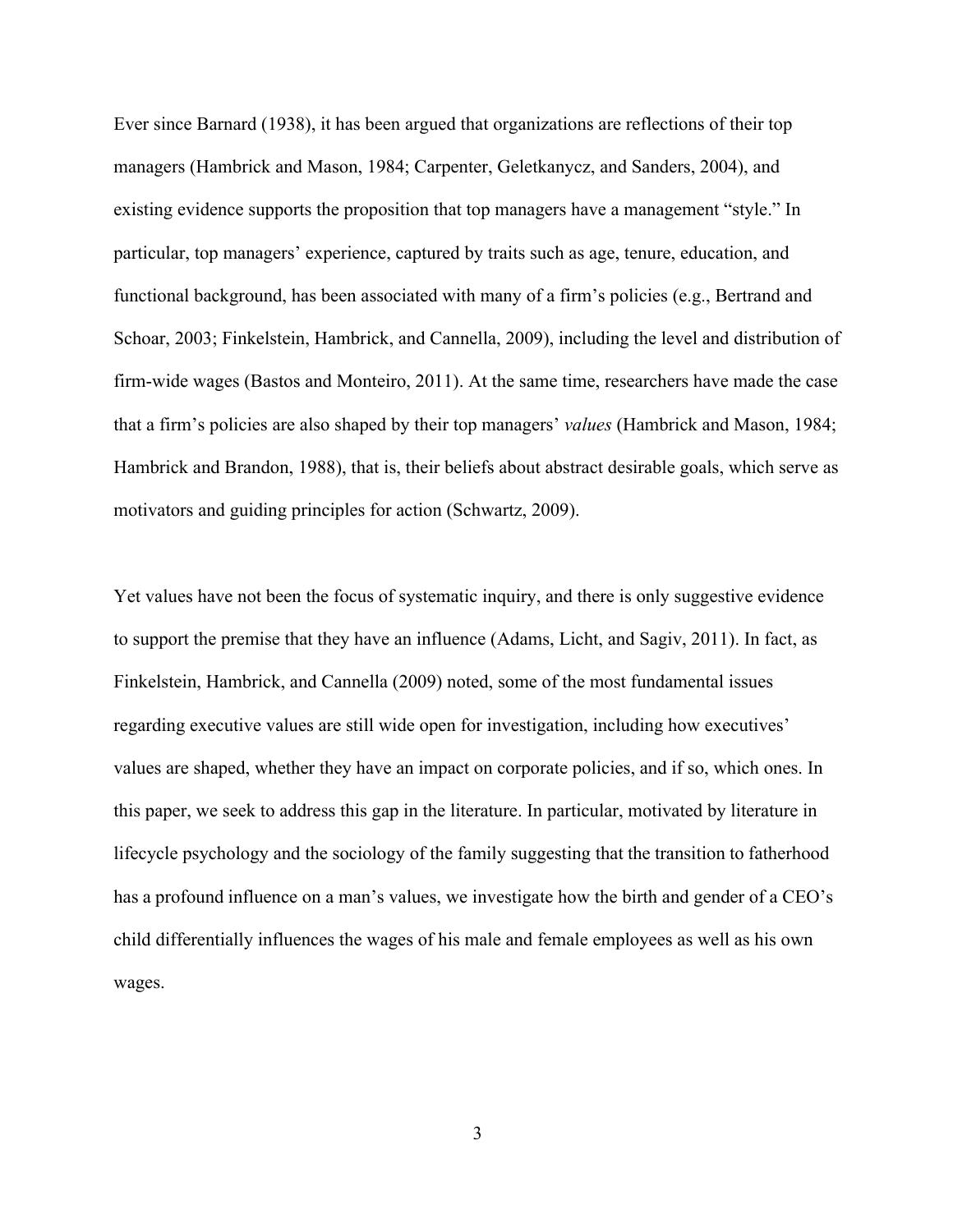Ever since Barnard (1938), it has been argued that organizations are reflections of their top managers (Hambrick and Mason, 1984; Carpenter, Geletkanycz, and Sanders, 2004), and existing evidence supports the proposition that top managers have a management "style." In particular, top managers' experience, captured by traits such as age, tenure, education, and functional background, has been associated with many of a firm's policies (e.g., Bertrand and Schoar, 2003; Finkelstein, Hambrick, and Cannella, 2009), including the level and distribution of firm-wide wages (Bastos and Monteiro, 2011). At the same time, researchers have made the case that a firm's policies are also shaped by their top managers' *values* (Hambrick and Mason, 1984; Hambrick and Brandon, 1988), that is, their beliefs about abstract desirable goals, which serve as motivators and guiding principles for action (Schwartz, 2009).

Yet values have not been the focus of systematic inquiry, and there is only suggestive evidence to support the premise that they have an influence (Adams, Licht, and Sagiv, 2011). In fact, as Finkelstein, Hambrick, and Cannella (2009) noted, some of the most fundamental issues regarding executive values are still wide open for investigation, including how executives' values are shaped, whether they have an impact on corporate policies, and if so, which ones. In this paper, we seek to address this gap in the literature. In particular, motivated by literature in lifecycle psychology and the sociology of the family suggesting that the transition to fatherhood has a profound influence on a man's values, we investigate how the birth and gender of a CEO's child differentially influences the wages of his male and female employees as well as his own wages.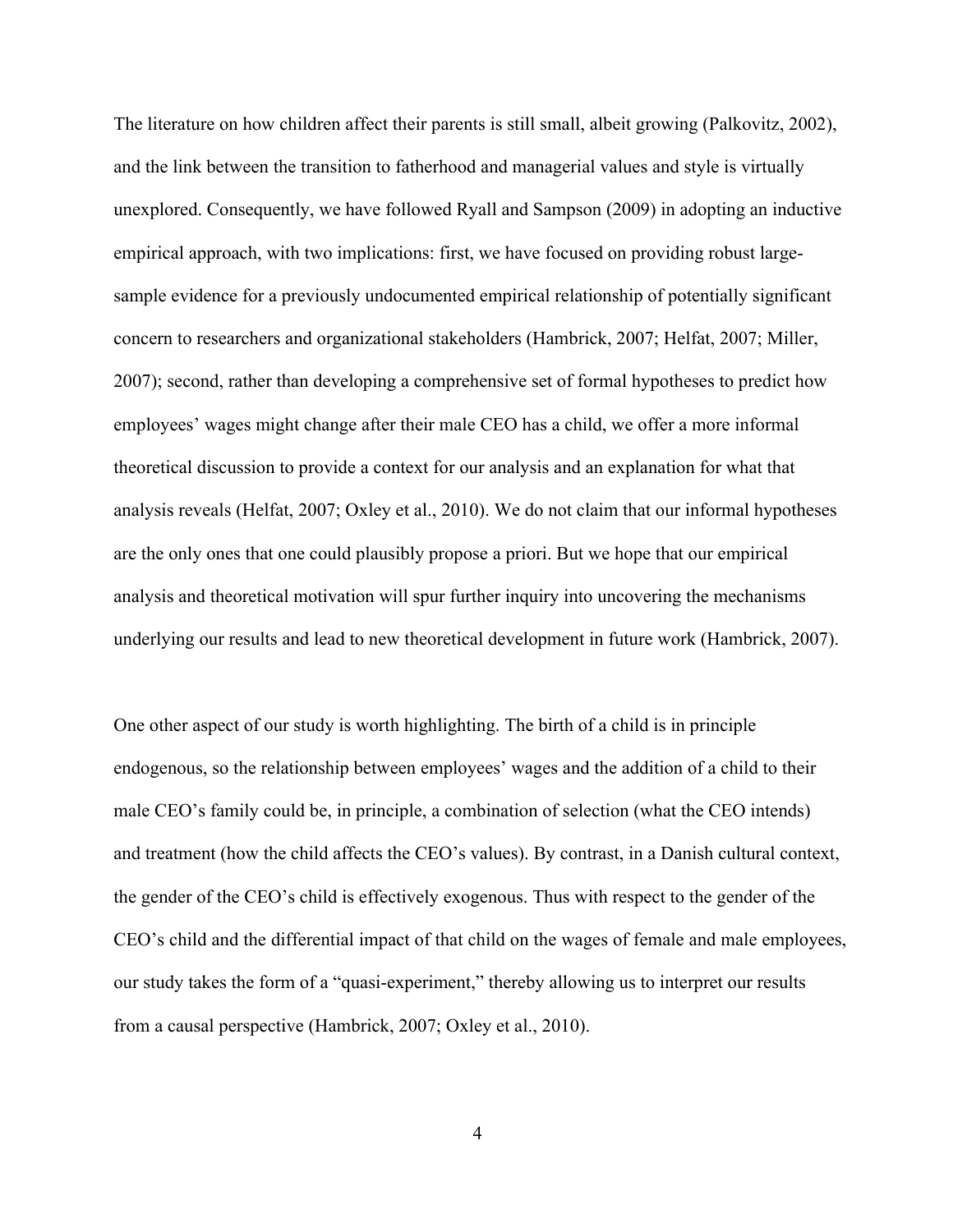The literature on how children affect their parents is still small, albeit growing (Palkovitz, 2002), and the link between the transition to fatherhood and managerial values and style is virtually unexplored. Consequently, we have followed Ryall and Sampson (2009) in adopting an inductive empirical approach, with two implications: first, we have focused on providing robust large-sample evidence for a previously undocumented empirical relationship of potentially significant concern to researchers and organizational stakeholders (Hambrick, 2007; Helfat, 2007; Miller, 2007); second, rather than developing a comprehensive set of formal hypotheses to predict how employees' wages might change after their male CEO has a child, we offer a more informal theoretical discussion to provide a context for our analysis and an explanation for what that analysis reveals (Helfat, 2007; Oxley et al., 2010). We do not claim that our informal hypotheses are the only ones that one could plausibly propose a priori. But we hope that our empirical analysis and theoretical motivation will spur further inquiry into uncovering the mechanisms underlying our results and lead to new theoretical development in future work (Hambrick, 2007).

One other aspect of our study is worth highlighting. The birth of a child is in principle endogenous, so the relationship between employees' wages and the addition of a child to their male CEO's family could be, in principle, a combination of selection (what the CEO intends) and treatment (how the child affects the CEO's values). By contrast, in a Danish cultural context, the gender of the CEO's child is effectively exogenous. Thus with respect to the gender of the CEO's child and the differential impact of that child on the wages of female and male employees, our study takes the form of a "quasi-experiment," thereby allowing us to interpret our results from a causal perspective (Hambrick, 2007; Oxley et al., 2010).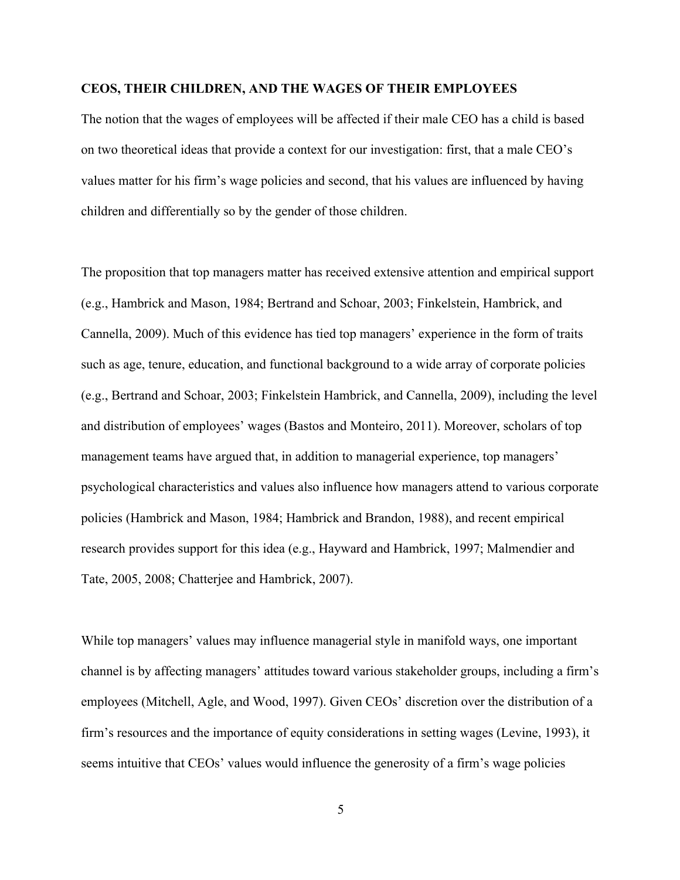## CEOS, THEIR CHILDREN, AND THE WAGES OF THEIR EMPLOYEES

The notion that the wages of employees will be affected if their male CEO has a child is based on two theoretical ideas that provide a context for our investigation: first, that a male CEO's values matter for his firm's wage policies and second, that his values are influenced by having children and differentially so by the gender of those children.

The proposition that top managers matter has received extensive attention and empirical support (e.g., Hambrick and Mason, 1984; Bertrand and Schoar, 2003; Finkelstein, Hambrick, and Cannella, 2009). Much of this evidence has tied top managers' experience in the form of traits such as age, tenure, education, and functional background to a wide array of corporate policies (e.g., Bertrand and Schoar, 2003; Finkelstein Hambrick, and Cannella, 2009), including the level and distribution of employees' wages (Bastos and Monteiro, 2011). Moreover, scholars of top management teams have argued that, in addition to managerial experience, top managers' psychological characteristics and values also influence how managers attend to various corporate policies (Hambrick and Mason, 1984; Hambrick and Brandon, 1988), and recent empirical research provides support for this idea (e.g., Hayward and Hambrick, 1997; Malmendier and Tate, 2005, 2008; Chatterjee and Hambrick, 2007).

While top managers' values may influence managerial style in manifold ways, one important channel is by affecting managers' attitudes toward various stakeholder groups, including a firm's employees (Mitchell, Agle, and Wood, 1997). Given CEOs' discretion over the distribution of a firm's resources and the importance of equity considerations in setting wages (Levine, 1993), it seems intuitive that CEOs' values would influence the generosity of a firm's wage policies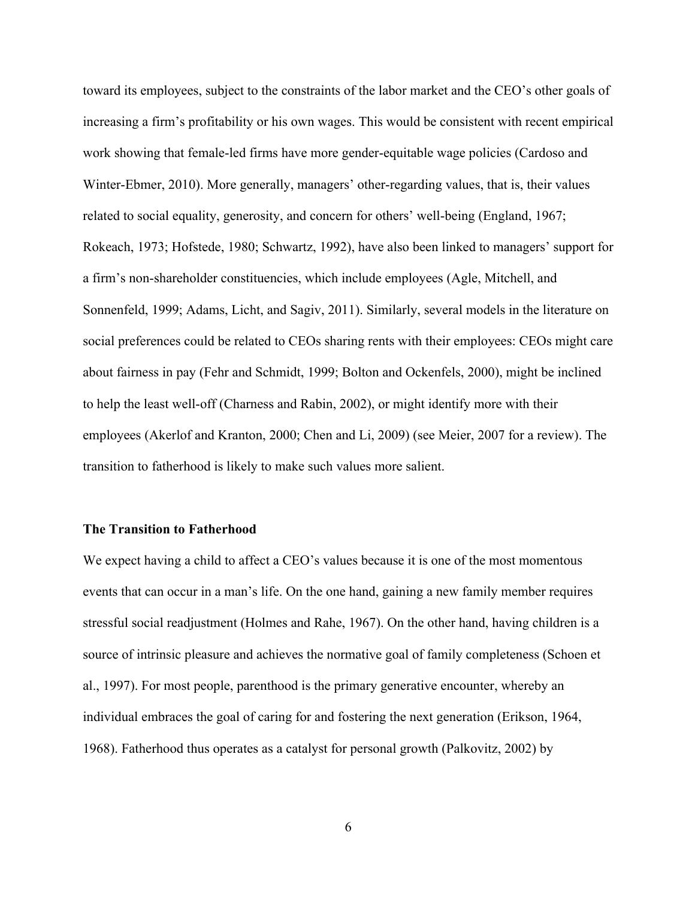toward its employees, subject to the constraints of the labor market and the CEO's other goals of increasing a firm's profitability or his own wages. This would be consistent with recent empirical work showing that female-led firms have more gender-equitable wage policies (Cardoso and Winter-Ebmer, 2010). More generally, managers' other-regarding values, that is, their values related to social equality, generosity, and concern for others' well-being (England, 1967; Rokeach, 1973; Hofstede, 1980; Schwartz, 1992), have also been linked to managers' support for a firm's non-shareholder constituencies, which include employees (Agle, Mitchell, and Sonnenfeld, 1999; Adams, Licht, and Sagiv, 2011). Similarly, several models in the literature on social preferences could be related to CEOs sharing rents with their employees: CEOs might care about fairness in pay (Fehr and Schmidt, 1999; Bolton and Ockenfels, 2000), might be inclined to help the least well-off (Charness and Rabin, 2002), or might identify more with their employees (Akerlof and Kranton, 2000; Chen and Li, 2009) (see Meier, 2007 for a review). The transition to fatherhood is likely to make such values more salient.

### The Transition to Fatherhood

We expect having a child to affect a CEO's values because it is one of the most momentous events that can occur in a man's life. On the one hand, gaining a new family member requires stressful social readjustment (Holmes and Rahe, 1967). On the other hand, having children is a source of intrinsic pleasure and achieves the normative goal of family completeness (Schoen et al., 1997). For most people, parenthood is the primary generative encounter, whereby an individual embraces the goal of caring for and fostering the next generation (Erikson, 1964, 1968). Fatherhood thus operates as a catalyst for personal growth (Palkovitz, 2002) by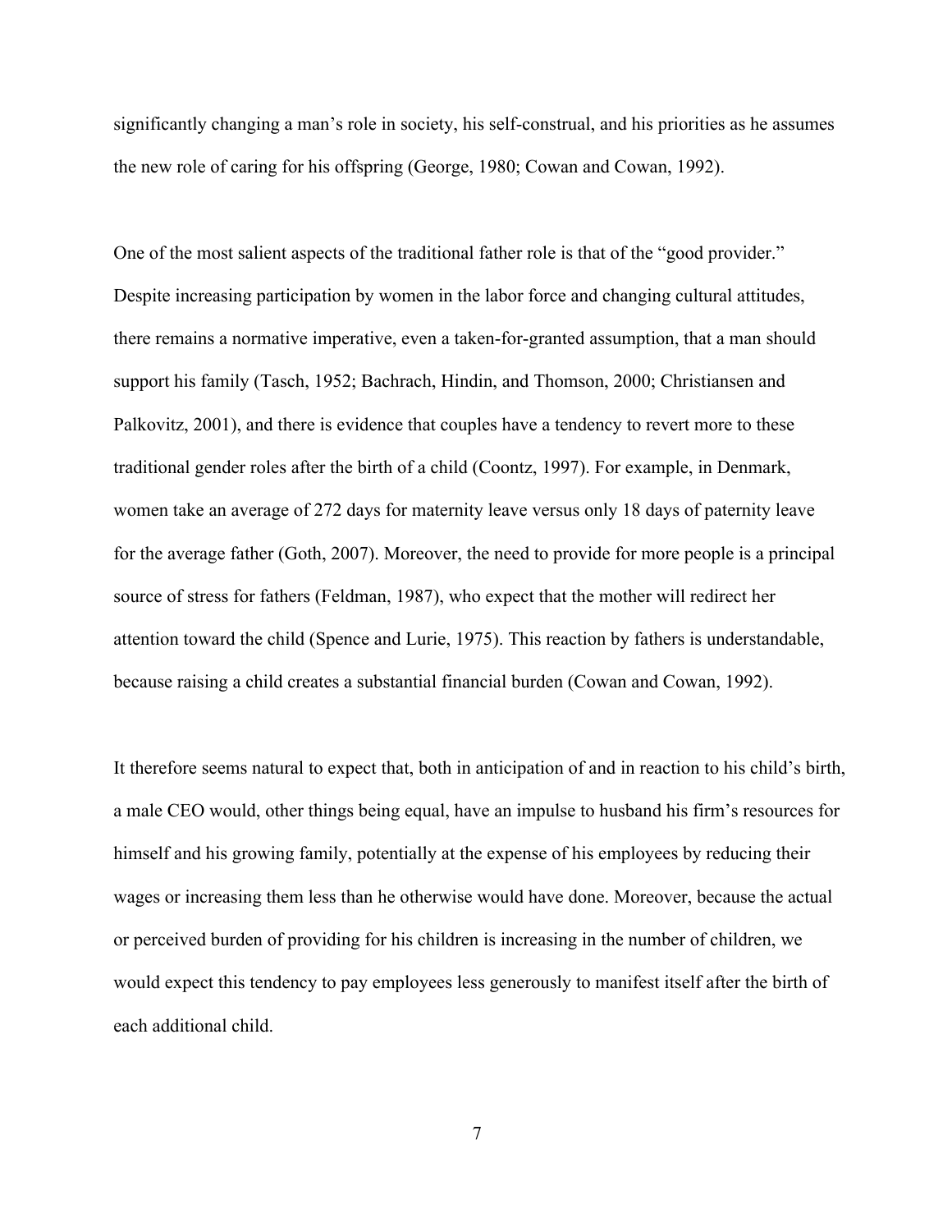significantly changing a man's role in society, his self-construal, and his priorities as he assumes the new role of caring for his offspring (George, 1980; Cowan and Cowan, 1992).

One of the most salient aspects of the traditional father role is that of the "good provider." Despite increasing participation by women in the labor force and changing cultural attitudes, there remains a normative imperative, even a taken-for-granted assumption, that a man should support his family (Tasch, 1952; Bachrach, Hindin, and Thomson, 2000; Christiansen and Palkovitz, 2001), and there is evidence that couples have a tendency to revert more to these traditional gender roles after the birth of a child (Coontz, 1997). For example, in Denmark, women take an average of 272 days for maternity leave versus only 18 days of paternity leave for the average father (Goth, 2007). Moreover, the need to provide for more people is a principal source of stress for fathers (Feldman, 1987), who expect that the mother will redirect her attention toward the child (Spence and Lurie, 1975). This reaction by fathers is understandable, because raising a child creates a substantial financial burden (Cowan and Cowan, 1992).

It therefore seems natural to expect that, both in anticipation of and in reaction to his child's birth, a male CEO would, other things being equal, have an impulse to husband his firm's resources for himself and his growing family, potentially at the expense of his employees by reducing their wages or increasing them less than he otherwise would have done. Moreover, because the actual or perceived burden of providing for his children is increasing in the number of children, we would expect this tendency to pay employees less generously to manifest itself after the birth of each additional child.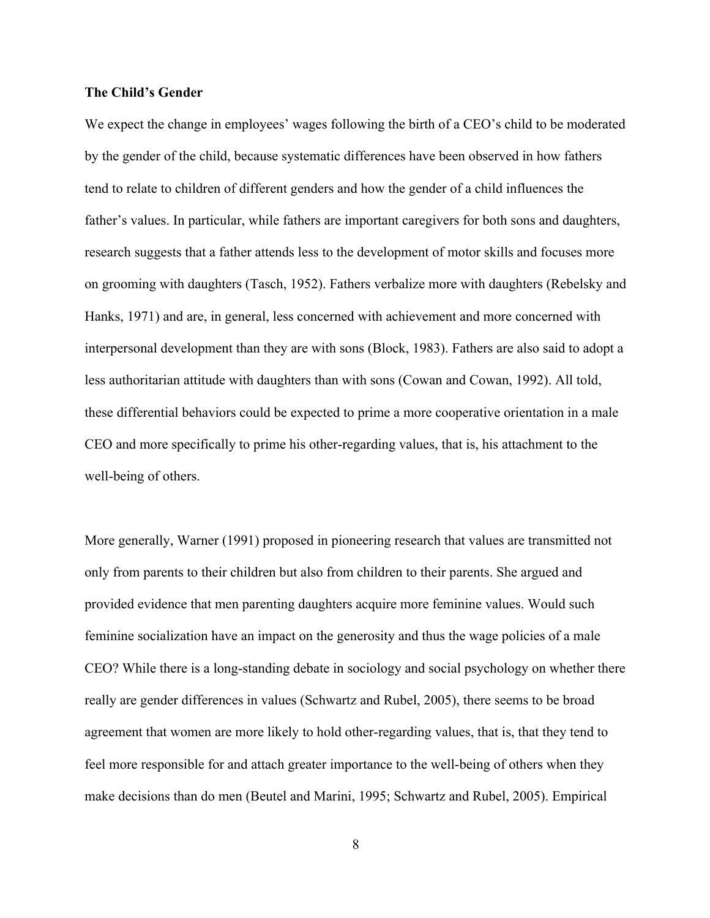**The Child's Gender**

We expect the change in employees' wages following the birth of a CEO's child to be moderated by the gender of the child, because systematic differences have been observed in how fathers tend to relate to children of different genders and how the gender of a child influences the father's values. In particular, while fathers are important caregivers for both sons and daughters, research suggests that a father attends less to the development of motor skills and focuses more on grooming with daughters (Tasch, 1952). Fathers verbalize more with daughters (Rebelsky and Hanks, 1971) and are, in general, less concerned with achievement and more concerned with interpersonal development than they are with sons (Block, 1983). Fathers are also said to adopt a less authoritarian attitude with daughters than with sons (Cowan and Cowan, 1992). All told, these differential behaviors could be expected to prime a more cooperative orientation in a male CEO and more specifically to prime his other-regarding values, that is, his attachment to the well-being of others.

More generally, Warner (1991) proposed in pioneering research that values are transmitted not only from parents to their children but also from children to their parents. She argued and provided evidence that men parenting daughters acquire more feminine values. Would such feminine socialization have an impact on the generosity and thus the wage policies of a male CEO? While there is a long-standing debate in sociology and social psychology on whether there really are gender differences in values (Schwartz and Rubel, 2005), there seems to be broad agreement that women are more likely to hold other-regarding values, that is, that they tend to feel more responsible for and attach greater importance to the well-being of others when they make decisions than do men (Beutel and Marini, 1995; Schwartz and Rubel, 2005). Empirical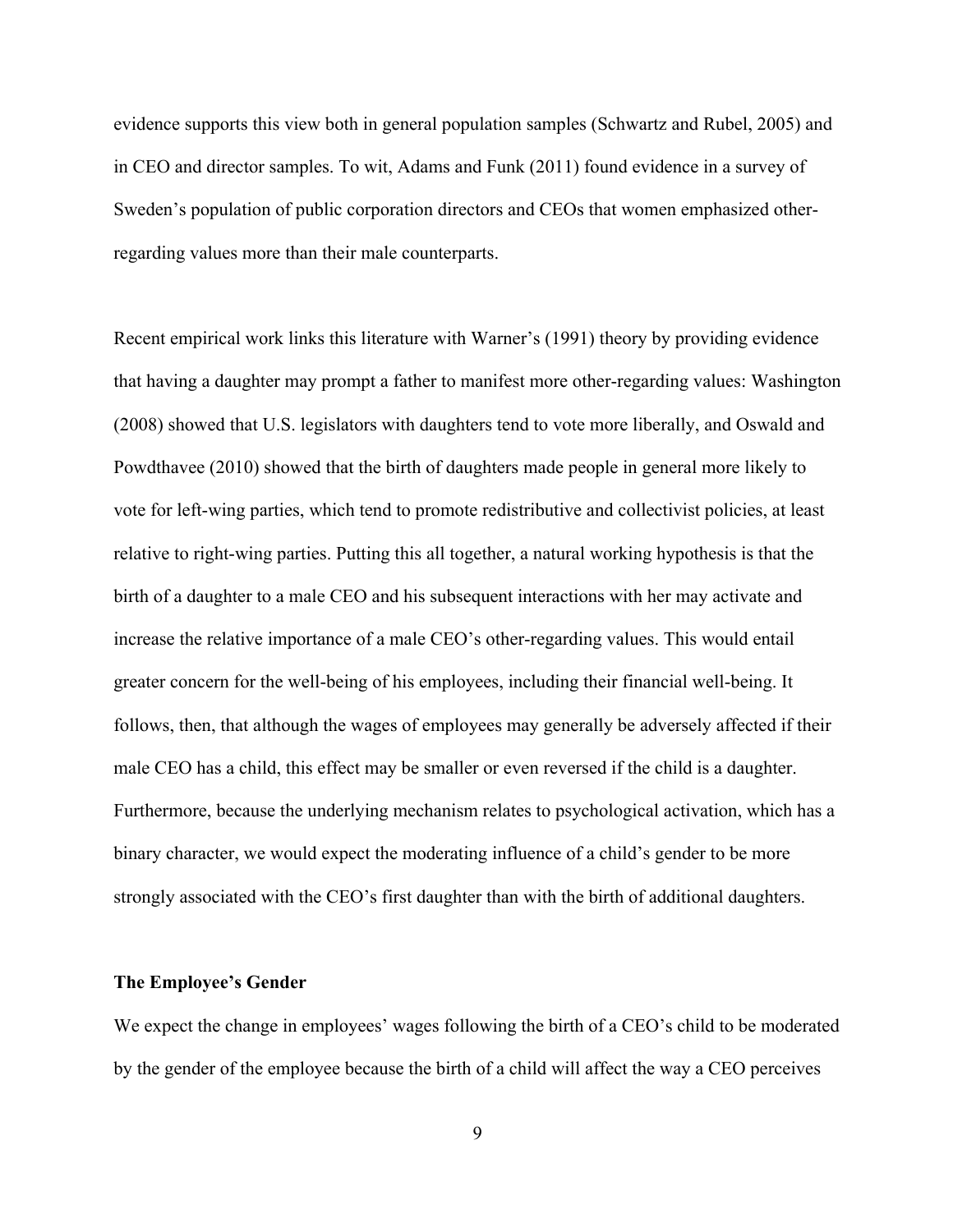evidence supports this view both in general population samples (Schwartz and Rubel, 2005) and in CEO and director samples. To wit, Adams and Funk (2011) found evidence in a survey of Sweden's population of public corporation directors and CEOs that women emphasized other-regarding values more than their male counterparts.

Recent empirical work links this literature with Warner's (1991) theory by providing evidence that having a daughter may prompt a father to manifest more other-regarding values: Washington (2008) showed that U.S. legislators with daughters tend to vote more liberally, and Oswald and Powdthavee (2010) showed that the birth of daughters made people in general more likely to vote for left-wing parties, which tend to promote redistributive and collectivist policies, at least relative to right-wing parties. Putting this all together, a natural working hypothesis is that the birth of a daughter to a male CEO and his subsequent interactions with her may activate and increase the relative importance of a male CEO's other-regarding values. This would entail greater concern for the well-being of his employees, including their financial well-being. It follows, then, that although the wages of employees may generally be adversely affected if their male CEO has a child, this effect may be smaller or even reversed if the child is a daughter. Furthermore, because the underlying mechanism relates to psychological activation, which has a binary character, we would expect the moderating influence of a child's gender to be more strongly associated with the CEO's first daughter than with the birth of additional daughters.

**The Employee's Gender**

We expect the change in employees' wages following the birth of a CEO's child to be moderated by the gender of the employee because the birth of a child will affect the way a CEO perceives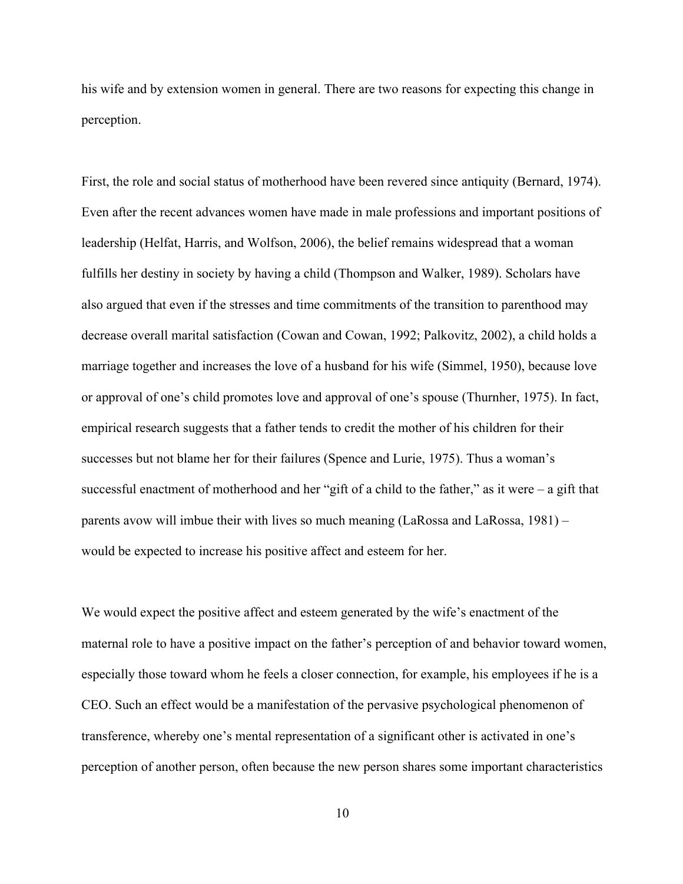his wife and by extension women in general. There are two reasons for expecting this change in perception.

First, the role and social status of motherhood have been revered since antiquity (Bernard, 1974). Even after the recent advances women have made in male professions and important positions of leadership (Helfat, Harris, and Wolfson, 2006), the belief remains widespread that a woman fulfills her destiny in society by having a child (Thompson and Walker, 1989). Scholars have also argued that even if the stresses and time commitments of the transition to parenthood may decrease overall marital satisfaction (Cowan and Cowan, 1992; Palkovitz, 2002), a child holds a marriage together and increases the love of a husband for his wife (Simmel, 1950), because love or approval of one's child promotes love and approval of one's spouse (Thurnher, 1975). In fact, empirical research suggests that a father tends to credit the mother of his children for their successes but not blame her for their failures (Spence and Lurie, 1975). Thus a woman's successful enactment of motherhood and her "gift of a child to the father," as it were – a gift that parents avow will imbue their with lives so much meaning (LaRossa and LaRossa, 1981) – would be expected to increase his positive affect and esteem for her.

We would expect the positive affect and esteem generated by the wife's enactment of the maternal role to have a positive impact on the father's perception of and behavior toward women, especially those toward whom he feels a closer connection, for example, his employees if he is a CEO. Such an effect would be a manifestation of the pervasive psychological phenomenon of transference, whereby one's mental representation of a significant other is activated in one's perception of another person, often because the new person shares some important characteristics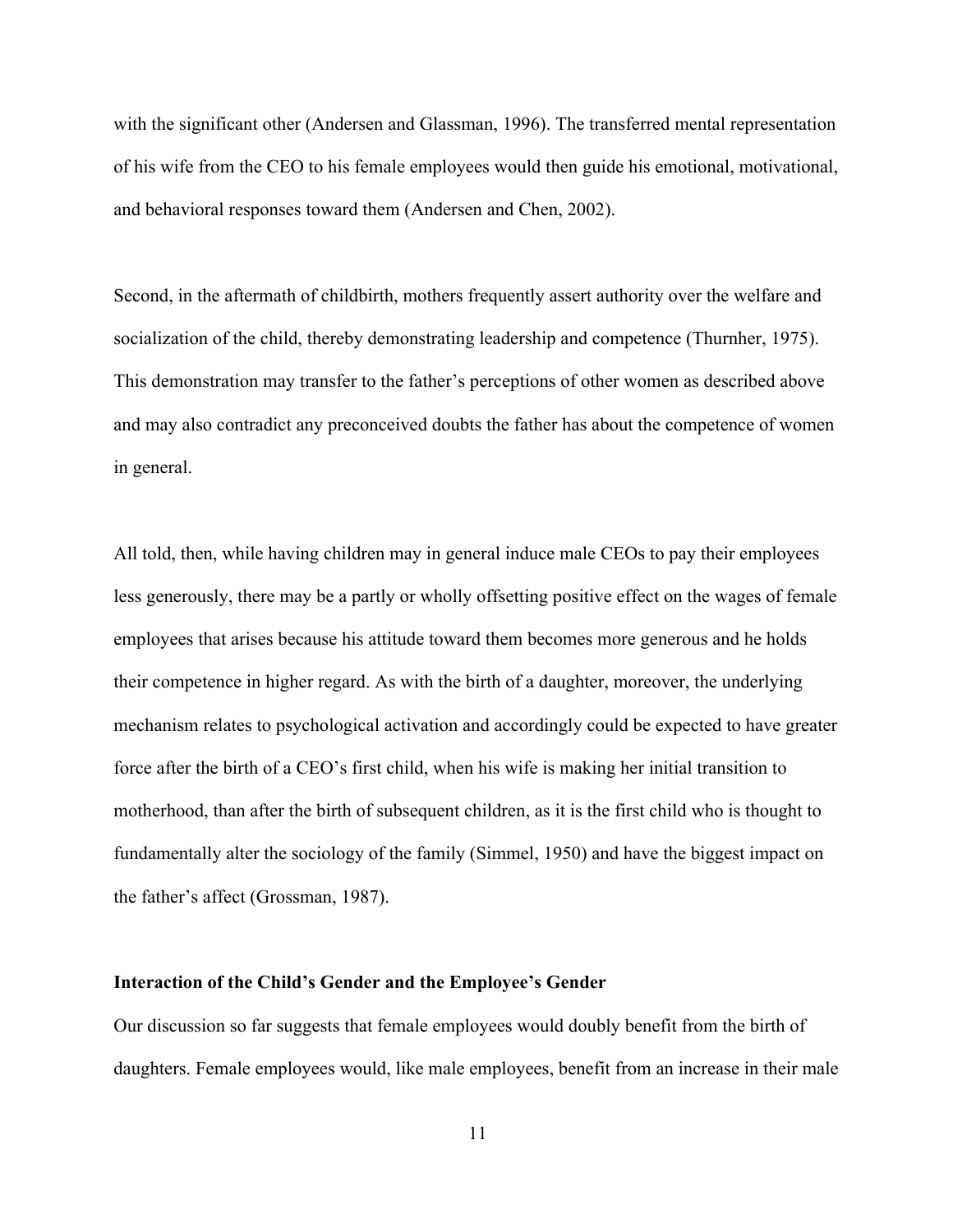with the significant other (Andersen and Glassman, 1996). The transferred mental representation of his wife from the CEO to his female employees would then guide his emotional, motivational, and behavioral responses toward them (Andersen and Chen, 2002).

Second, in the aftermath of childbirth, mothers frequently assert authority over the welfare and socialization of the child, thereby demonstrating leadership and competence (Thurnher, 1975). This demonstration may transfer to the father's perceptions of other women as described above and may also contradict any preconceived doubts the father has about the competence of women in general.

All told, then, while having children may in general induce male CEOs to pay their employees less generously, there may be a partly or wholly offsetting positive effect on the wages of female employees that arises because his attitude toward them becomes more generous and he holds their competence in higher regard. As with the birth of a daughter, moreover, the underlying mechanism relates to psychological activation and accordingly could be expected to have greater force after the birth of a CEO's first child, when his wife is making her initial transition to motherhood, than after the birth of subsequent children, as it is the first child who is thought to fundamentally alter the sociology of the family (Simmel, 1950) and have the biggest impact on the father's affect (Grossman, 1987).

### Interaction of the Child's Gender and the Employee's Gender

Our discussion so far suggests that female employees would doubly benefit from the birth of daughters. Female employees would, like male employees, benefit from an increase in their male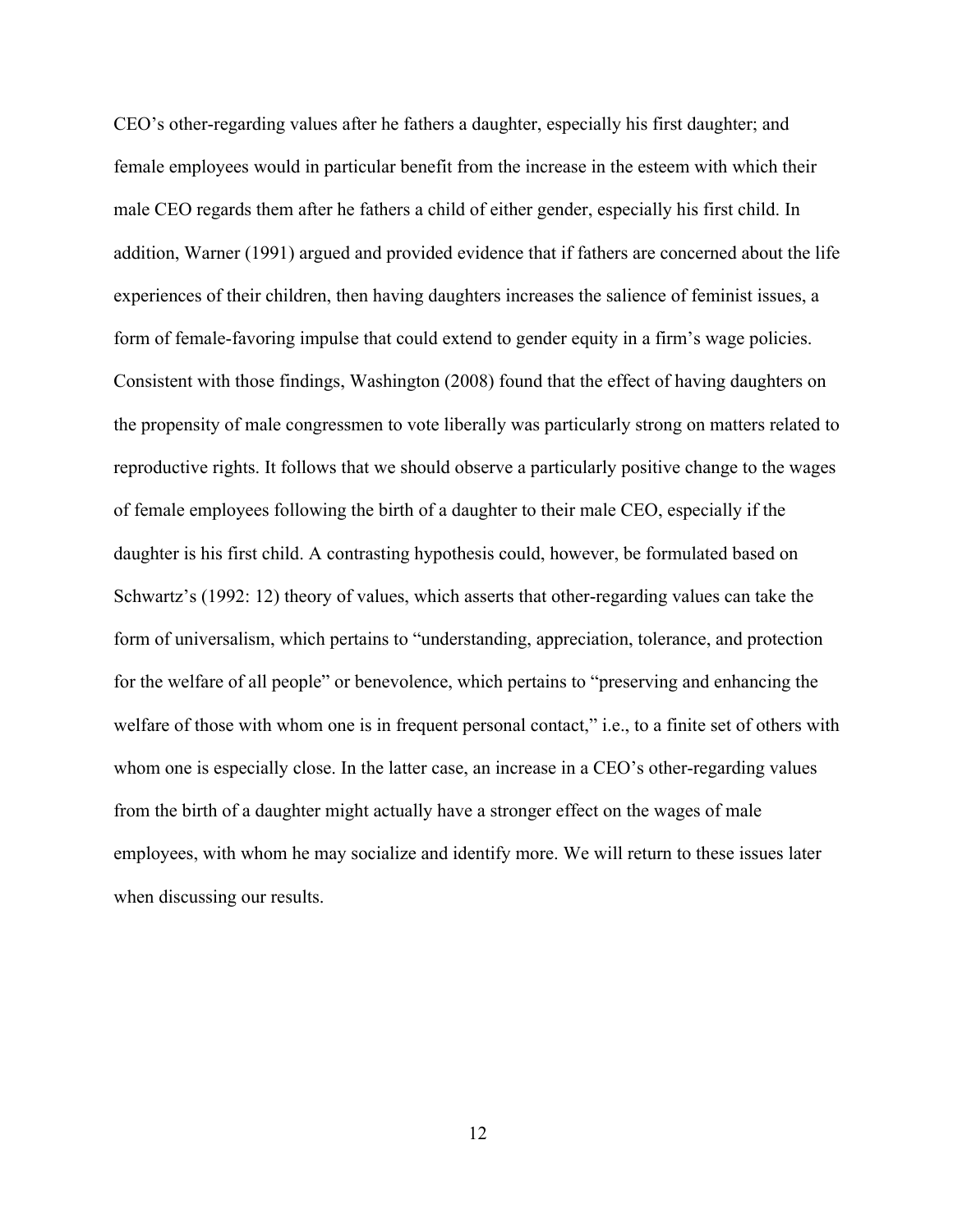CEO’s other-regarding values after he fathers a daughter, especially his first daughter; and female employees would in particular benefit from the increase in the esteem with which their male CEO regards them after he fathers a child of either gender, especially his first child. In addition, Warner (1991) argued and provided evidence that if fathers are concerned about the life experiences of their children, then having daughters increases the salience of feminist issues, a form of female-favoring impulse that could extend to gender equity in a firm’s wage policies. Consistent with those findings, Washington (2008) found that the effect of having daughters on the propensity of male congressmen to vote liberally was particularly strong on matters related to reproductive rights. It follows that we should observe a particularly positive change to the wages of female employees following the birth of a daughter to their male CEO, especially if the daughter is his first child. A contrasting hypothesis could, however, be formulated based on Schwartz’s (1992: 12) theory of values, which asserts that other-regarding values can take the form of universalism, which pertains to “understanding, appreciation, tolerance, and protection for the welfare of all people” or benevolence, which pertains to “preserving and enhancing the welfare of those with whom one is in frequent personal contact,” i.e., to a finite set of others with whom one is especially close. In the latter case, an increase in a CEO’s other-regarding values from the birth of a daughter might actually have a stronger effect on the wages of male employees, with whom he may socialize and identify more. We will return to these issues later when discussing our results.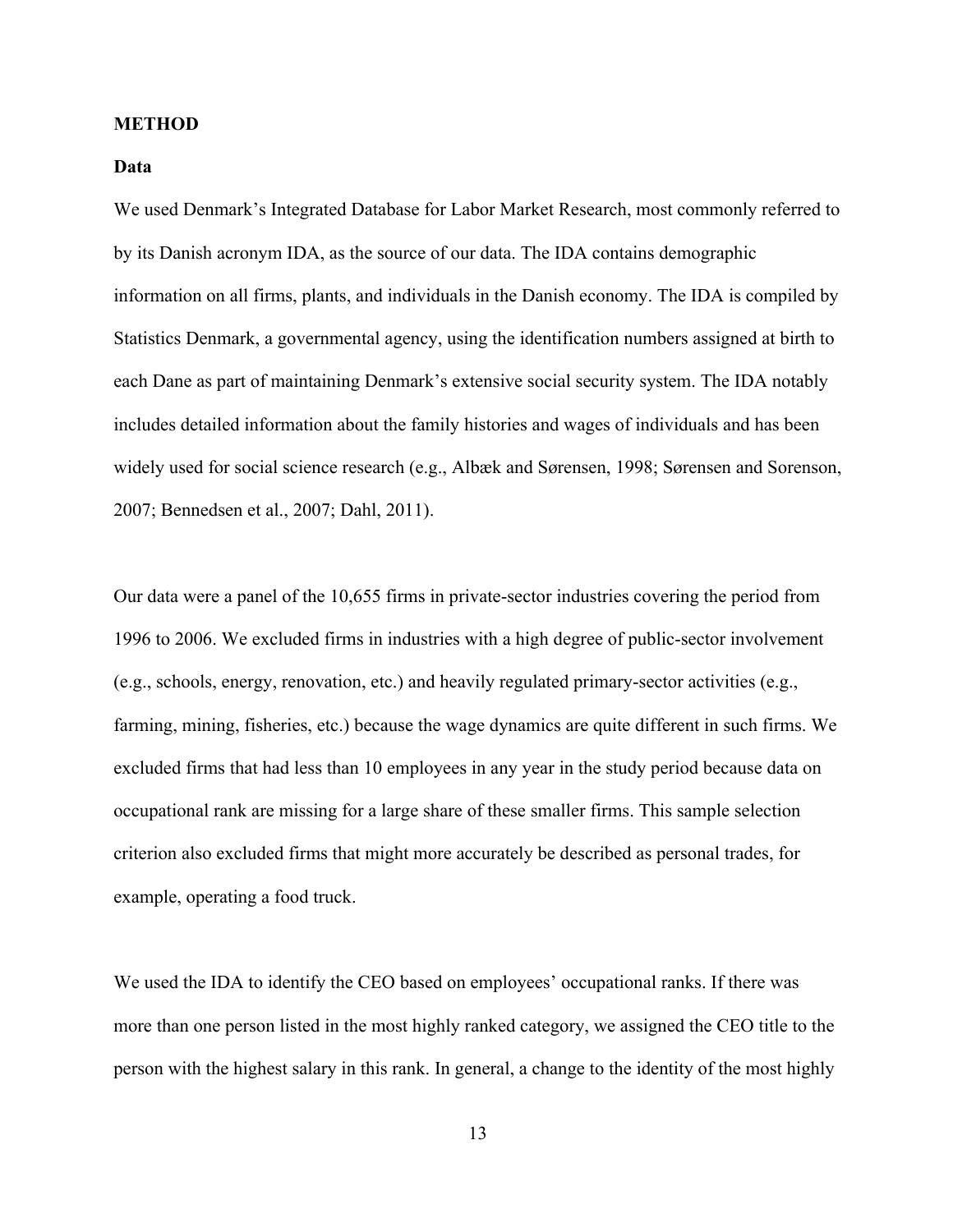## METHOD

### Data

We used Denmark's Integrated Database for Labor Market Research, most commonly referred to by its Danish acronym IDA, as the source of our data. The IDA contains demographic information on all firms, plants, and individuals in the Danish economy. The IDA is compiled by Statistics Denmark, a governmental agency, using the identification numbers assigned at birth to each Dane as part of maintaining Denmark's extensive social security system. The IDA notably includes detailed information about the family histories and wages of individuals and has been widely used for social science research (e.g., Albæk and Sørensen, 1998; Sørensen and Sorenson, 2007; Bennedsen et al., 2007; Dahl, 2011).

Our data were a panel of the 10,655 firms in private-sector industries covering the period from 1996 to 2006. We excluded firms in industries with a high degree of public-sector involvement (e.g., schools, energy, renovation, etc.) and heavily regulated primary-sector activities (e.g., farming, mining, fisheries, etc.) because the wage dynamics are quite different in such firms. We excluded firms that had less than 10 employees in any year in the study period because data on occupational rank are missing for a large share of these smaller firms. This sample selection criterion also excluded firms that might more accurately be described as personal trades, for example, operating a food truck.

We used the IDA to identify the CEO based on employees' occupational ranks. If there was more than one person listed in the most highly ranked category, we assigned the CEO title to the person with the highest salary in this rank. In general, a change to the identity of the most highly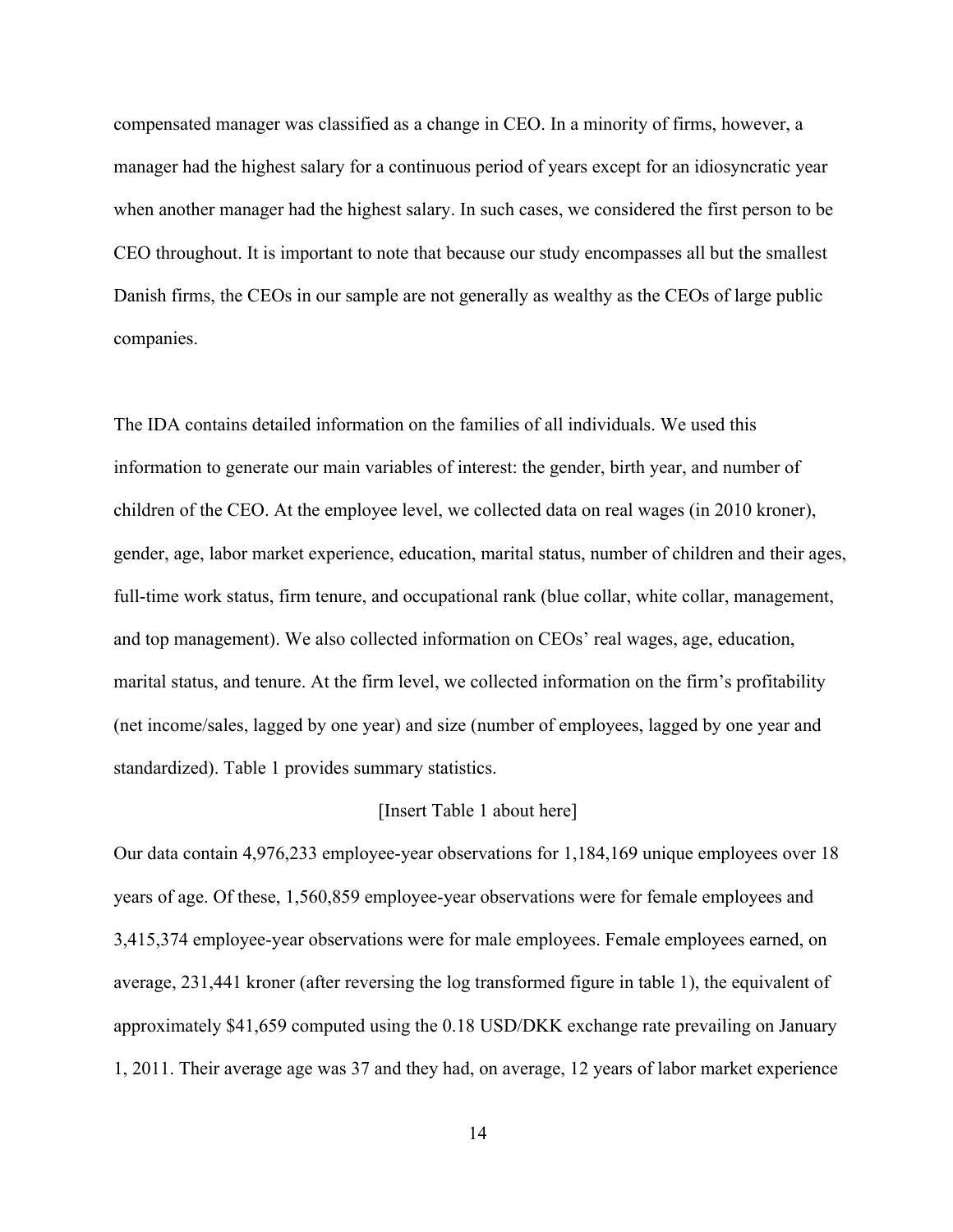compensated manager was classified as a change in CEO. In a minority of firms, however, a manager had the highest salary for a continuous period of years except for an idiosyncratic year when another manager had the highest salary. In such cases, we considered the first person to be CEO throughout. It is important to note that because our study encompasses all but the smallest Danish firms, the CEOs in our sample are not generally as wealthy as the CEOs of large public companies.

The IDA contains detailed information on the families of all individuals. We used this information to generate our main variables of interest: the gender, birth year, and number of children of the CEO. At the employee level, we collected data on real wages (in 2010 kroner), gender, age, labor market experience, education, marital status, number of children and their ages, full-time work status, firm tenure, and occupational rank (blue collar, white collar, management, and top management). We also collected information on CEOs' real wages, age, education, marital status, and tenure. At the firm level, we collected information on the firm's profitability (net income/sales, lagged by one year) and size (number of employees, lagged by one year and standardized). Table 1 provides summary statistics.

[Insert Table 1 about here]

Our data contain 4,976,233 employee-year observations for 1,184,169 unique employees over 18 years of age. Of these, 1,560,859 employee-year observations were for female employees and 3,415,374 employee-year observations were for male employees. Female employees earned, on average, 231,441 kroner (after reversing the log transformed figure in table 1), the equivalent of approximately $41,659 computed using the 0.18 USD/DKK exchange rate prevailing on January 1, 2011. Their average age was 37 and they had, on average, 12 years of labor market experience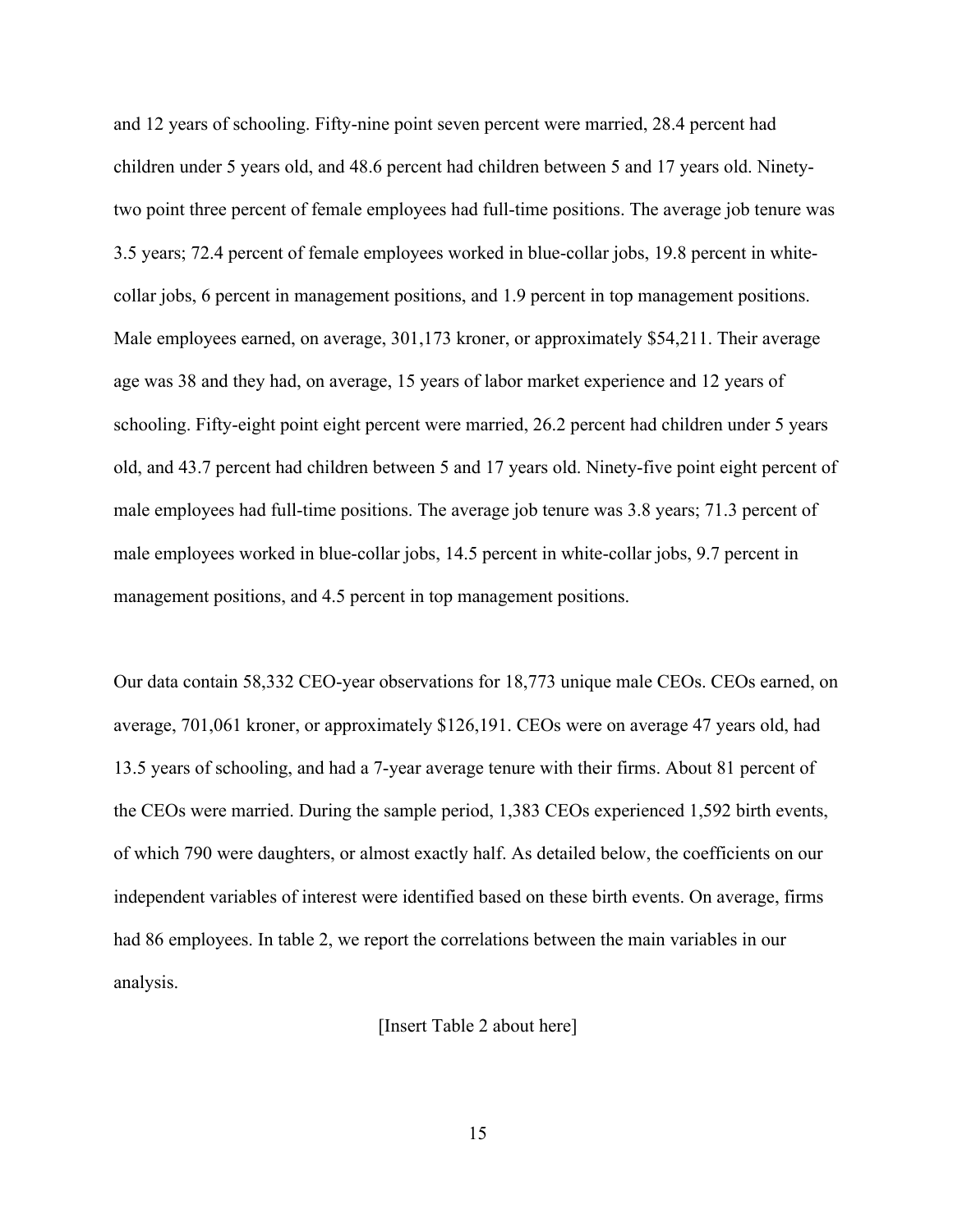and 12 years of schooling. Fifty-nine point seven percent were married, 28.4 percent had children under 5 years old, and 48.6 percent had children between 5 and 17 years old. Ninety-two point three percent of female employees had full-time positions. The average job tenure was 3.5 years; 72.4 percent of female employees worked in blue-collar jobs, 19.8 percent in white-collar jobs, 6 percent in management positions, and 1.9 percent in top management positions. Male employees earned, on average, 301,173 kroner, or approximately $54,211. Their average age was 38 and they had, on average, 15 years of labor market experience and 12 years of schooling. Fifty-eight point eight percent were married, 26.2 percent had children under 5 years old, and 43.7 percent had children between 5 and 17 years old. Ninety-five point eight percent of male employees had full-time positions. The average job tenure was 3.8 years; 71.3 percent of male employees worked in blue-collar jobs, 14.5 percent in white-collar jobs, 9.7 percent in management positions, and 4.5 percent in top management positions.

Our data contain 58,332 CEO-year observations for 18,773 unique male CEOs. CEOs earned, on average, 701,061 kroner, or approximately $126,191. CEOs were on average 47 years old, had 13.5 years of schooling, and had a 7-year average tenure with their firms. About 81 percent of the CEOs were married. During the sample period, 1,383 CEOs experienced 1,592 birth events, of which 790 were daughters, or almost exactly half. As detailed below, the coefficients on our independent variables of interest were identified based on these birth events. On average, firms had 86 employees. In table 2, we report the correlations between the main variables in our analysis.

[Insert Table 2 about here]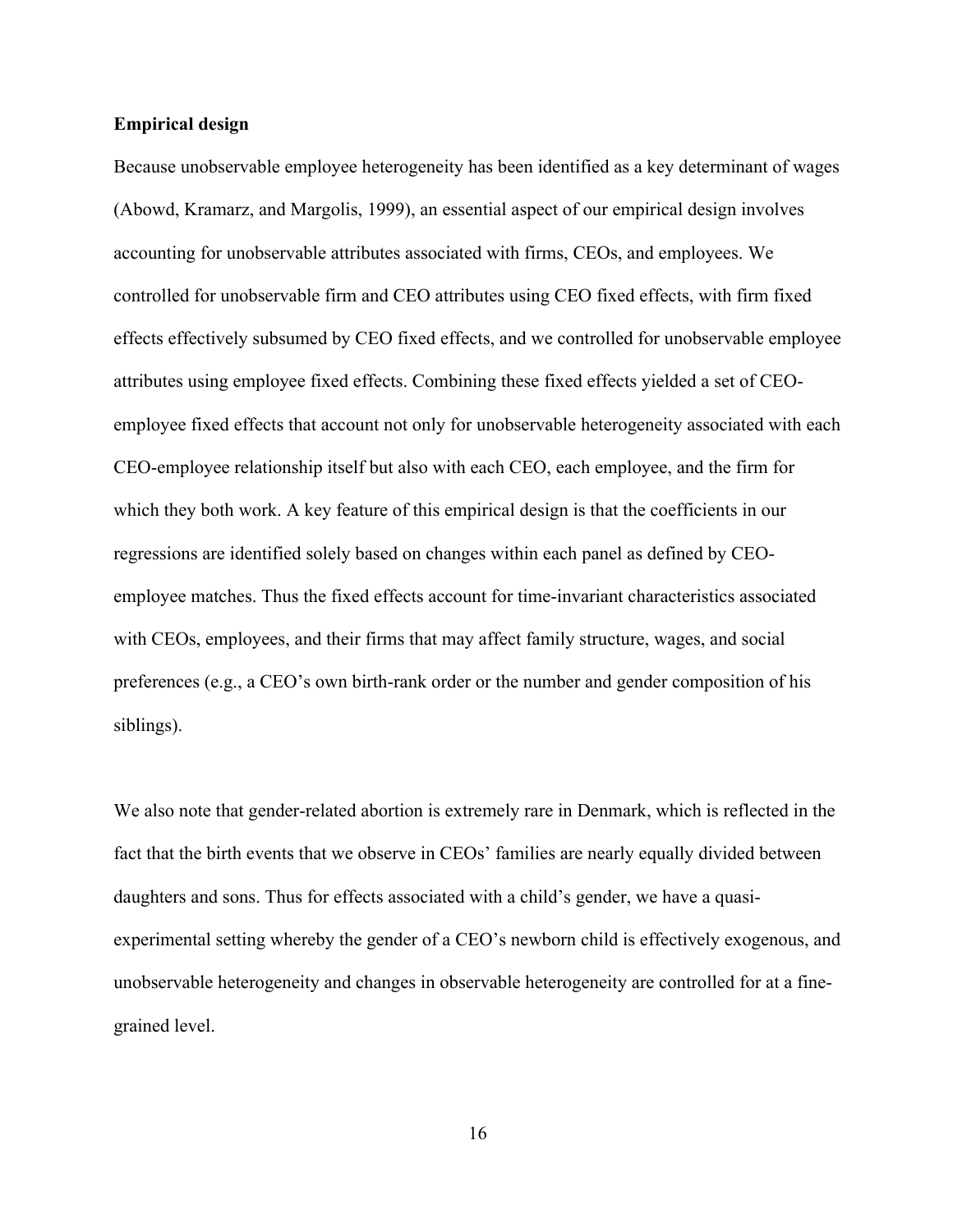**Empirical design**

Because unobservable employee heterogeneity has been identified as a key determinant of wages (Abowd, Kramarz, and Margolis, 1999), an essential aspect of our empirical design involves accounting for unobservable attributes associated with firms, CEOs, and employees. We controlled for unobservable firm and CEO attributes using CEO fixed effects, with firm fixed effects effectively subsumed by CEO fixed effects, and we controlled for unobservable employee attributes using employee fixed effects. Combining these fixed effects yielded a set of CEO-employee fixed effects that account not only for unobservable heterogeneity associated with each CEO-employee relationship itself but also with each CEO, each employee, and the firm for which they both work. A key feature of this empirical design is that the coefficients in our regressions are identified solely based on changes within each panel as defined by CEO-employee matches. Thus the fixed effects account for time-invariant characteristics associated with CEOs, employees, and their firms that may affect family structure, wages, and social preferences (e.g., a CEO's own birth-rank order or the number and gender composition of his siblings).

We also note that gender-related abortion is extremely rare in Denmark, which is reflected in the fact that the birth events that we observe in CEOs' families are nearly equally divided between daughters and sons. Thus for effects associated with a child's gender, we have a quasi-experimental setting whereby the gender of a CEO's newborn child is effectively exogenous, and unobservable heterogeneity and changes in observable heterogeneity are controlled for at a fine-grained level.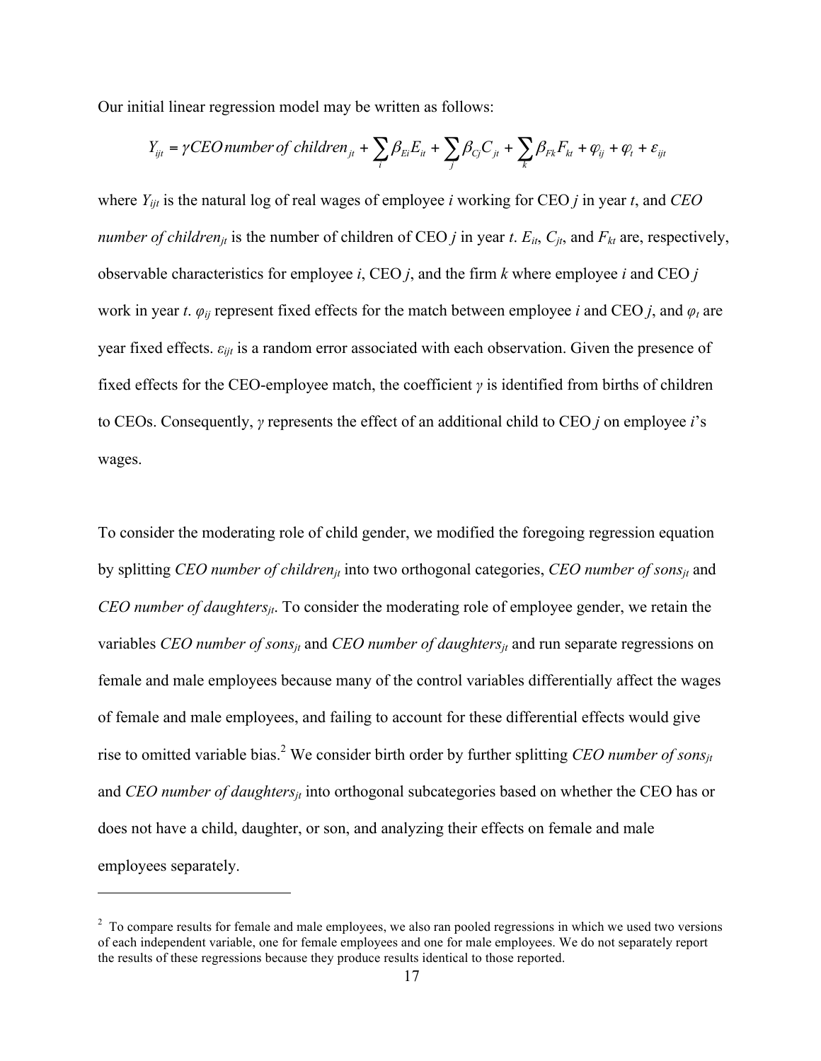Our initial linear regression model may be written as follows:

$$Y_{ijt} = \gamma CEO\,number\,of\,children_{jt} + \sum_{i} \beta_{Ei} E_{it} + \sum_{j} \beta_{Cj} C_{jt} + \sum_{k} \beta_{Fk} F_{kt} + \varphi_{ij} + \varphi_{t} + \varepsilon_{ijt}$$

where $Y_{ijt}$ is the natural log of real wages of employee *i* working for CEO *j* in year *t*, and *CEO number of children*$_{jt}$ is the number of children of CEO *j* in year *t*. $E_{it}$, $C_{jt}$, and $F_{kt}$ are, respectively, observable characteristics for employee *i*, CEO *j*, and the firm *k* where employee *i* and CEO *j* work in year *t*. $\varphi_{ij}$ represent fixed effects for the match between employee *i* and CEO *j*, and $\varphi_t$ are year fixed effects. $\varepsilon_{ijt}$ is a random error associated with each observation. Given the presence of fixed effects for the CEO-employee match, the coefficient $\gamma$ is identified from births of children to CEOs. Consequently, $\gamma$ represents the effect of an additional child to CEO *j* on employee *i*'s wages.

To consider the moderating role of child gender, we modified the foregoing regression equation by splitting *CEO number of children*$_{jt}$ into two orthogonal categories, *CEO number of sons*$_{jt}$ and *CEO number of daughters*$_{jt}$. To consider the moderating role of employee gender, we retain the variables *CEO number of sons*$_{jt}$ and *CEO number of daughters*$_{jt}$ and run separate regressions on female and male employees because many of the control variables differentially affect the wages of female and male employees, and failing to account for these differential effects would give rise to omitted variable bias.[2] We consider birth order by further splitting *CEO number of sons*$_{jt}$ and *CEO number of daughters*$_{jt}$ into orthogonal subcategories based on whether the CEO has or does not have a child, daughter, or son, and analyzing their effects on female and male employees separately.

[2] To compare results for female and male employees, we also ran pooled regressions in which we used two versions of each independent variable, one for female employees and one for male employees. We do not separately report the results of these regressions because they produce results identical to those reported.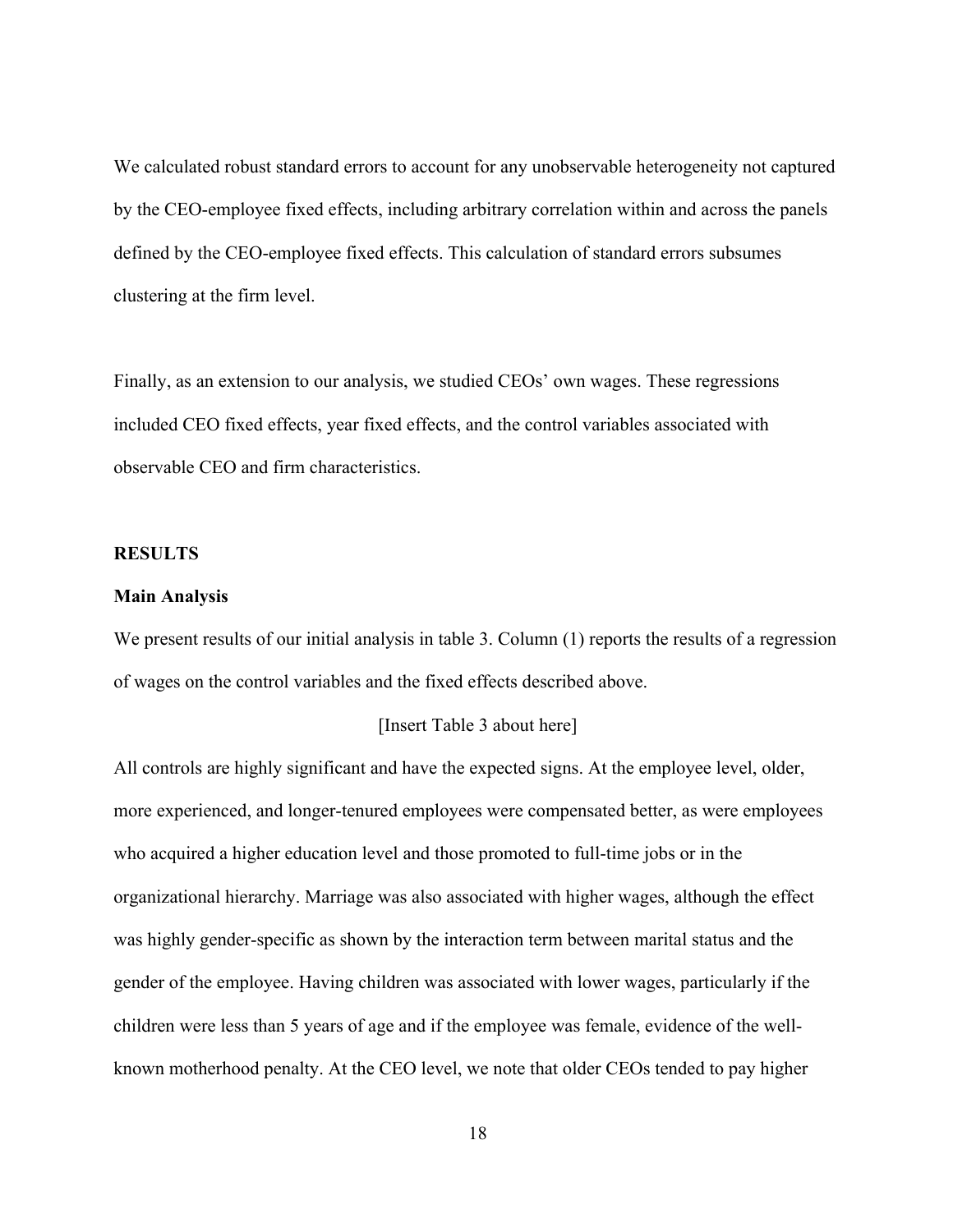We calculated robust standard errors to account for any unobservable heterogeneity not captured by the CEO-employee fixed effects, including arbitrary correlation within and across the panels defined by the CEO-employee fixed effects. This calculation of standard errors subsumes clustering at the firm level.

Finally, as an extension to our analysis, we studied CEOs' own wages. These regressions included CEO fixed effects, year fixed effects, and the control variables associated with observable CEO and firm characteristics.

## RESULTS

### Main Analysis

We present results of our initial analysis in table 3. Column (1) reports the results of a regression of wages on the control variables and the fixed effects described above.

[Insert Table 3 about here]

All controls are highly significant and have the expected signs. At the employee level, older, more experienced, and longer-tenured employees were compensated better, as were employees who acquired a higher education level and those promoted to full-time jobs or in the organizational hierarchy. Marriage was also associated with higher wages, although the effect was highly gender-specific as shown by the interaction term between marital status and the gender of the employee. Having children was associated with lower wages, particularly if the children were less than 5 years of age and if the employee was female, evidence of the well-known motherhood penalty. At the CEO level, we note that older CEOs tended to pay higher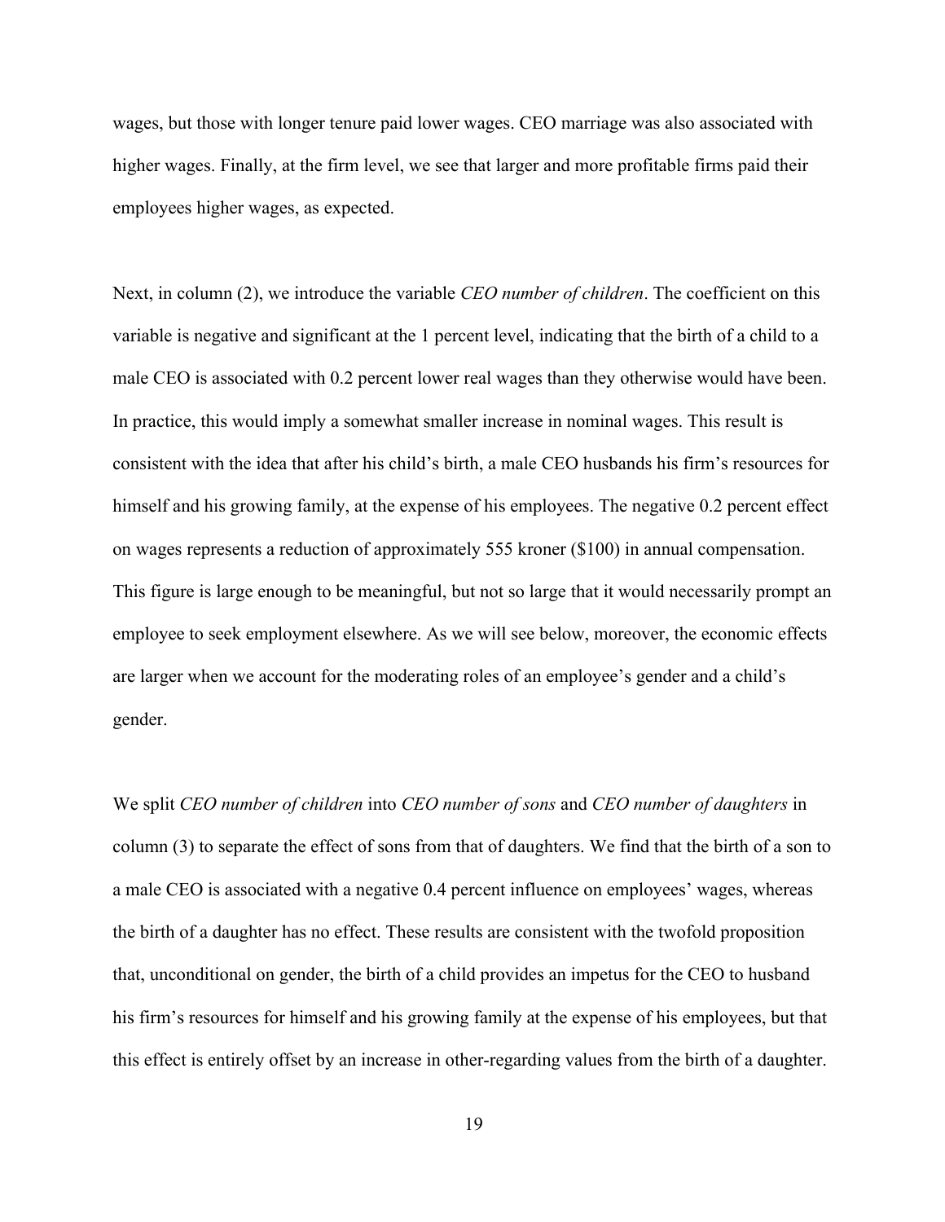wages, but those with longer tenure paid lower wages. CEO marriage was also associated with higher wages. Finally, at the firm level, we see that larger and more profitable firms paid their employees higher wages, as expected.

Next, in column (2), we introduce the variable *CEO number of children*. The coefficient on this variable is negative and significant at the 1 percent level, indicating that the birth of a child to a male CEO is associated with 0.2 percent lower real wages than they otherwise would have been. In practice, this would imply a somewhat smaller increase in nominal wages. This result is consistent with the idea that after his child's birth, a male CEO husbands his firm's resources for himself and his growing family, at the expense of his employees. The negative 0.2 percent effect on wages represents a reduction of approximately 555 kroner ($100) in annual compensation. This figure is large enough to be meaningful, but not so large that it would necessarily prompt an employee to seek employment elsewhere. As we will see below, moreover, the economic effects are larger when we account for the moderating roles of an employee's gender and a child's gender.

We split *CEO number of children* into *CEO number of sons* and *CEO number of daughters* in column (3) to separate the effect of sons from that of daughters. We find that the birth of a son to a male CEO is associated with a negative 0.4 percent influence on employees' wages, whereas the birth of a daughter has no effect. These results are consistent with the twofold proposition that, unconditional on gender, the birth of a child provides an impetus for the CEO to husband his firm's resources for himself and his growing family at the expense of his employees, but that this effect is entirely offset by an increase in other-regarding values from the birth of a daughter.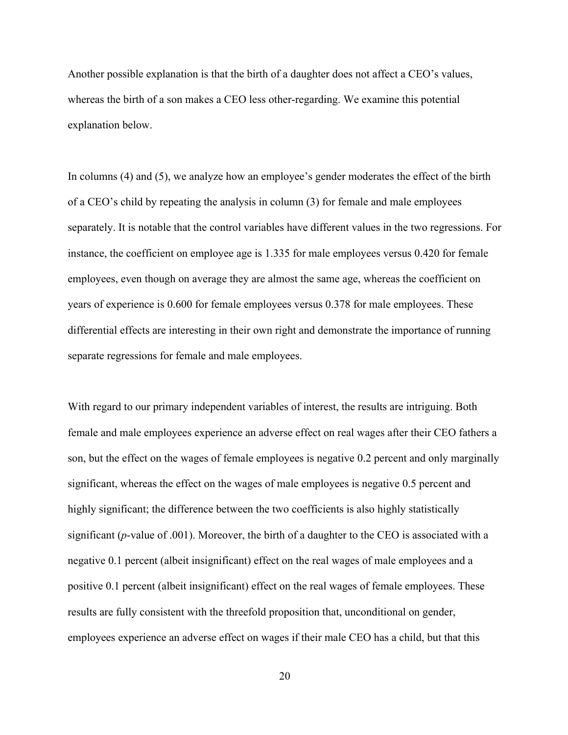Another possible explanation is that the birth of a daughter does not affect a CEO's values, whereas the birth of a son makes a CEO less other-regarding. We examine this potential explanation below.

In columns (4) and (5), we analyze how an employee's gender moderates the effect of the birth of a CEO's child by repeating the analysis in column (3) for female and male employees separately. It is notable that the control variables have different values in the two regressions. For instance, the coefficient on employee age is 1.335 for male employees versus 0.420 for female employees, even though on average they are almost the same age, whereas the coefficient on years of experience is 0.600 for female employees versus 0.378 for male employees. These differential effects are interesting in their own right and demonstrate the importance of running separate regressions for female and male employees.

With regard to our primary independent variables of interest, the results are intriguing. Both female and male employees experience an adverse effect on real wages after their CEO fathers a son, but the effect on the wages of female employees is negative 0.2 percent and only marginally significant, whereas the effect on the wages of male employees is negative 0.5 percent and highly significant; the difference between the two coefficients is also highly statistically significant (*p*-value of .001). Moreover, the birth of a daughter to the CEO is associated with a negative 0.1 percent (albeit insignificant) effect on the real wages of male employees and a positive 0.1 percent (albeit insignificant) effect on the real wages of female employees. These results are fully consistent with the threefold proposition that, unconditional on gender, employees experience an adverse effect on wages if their male CEO has a child, but that this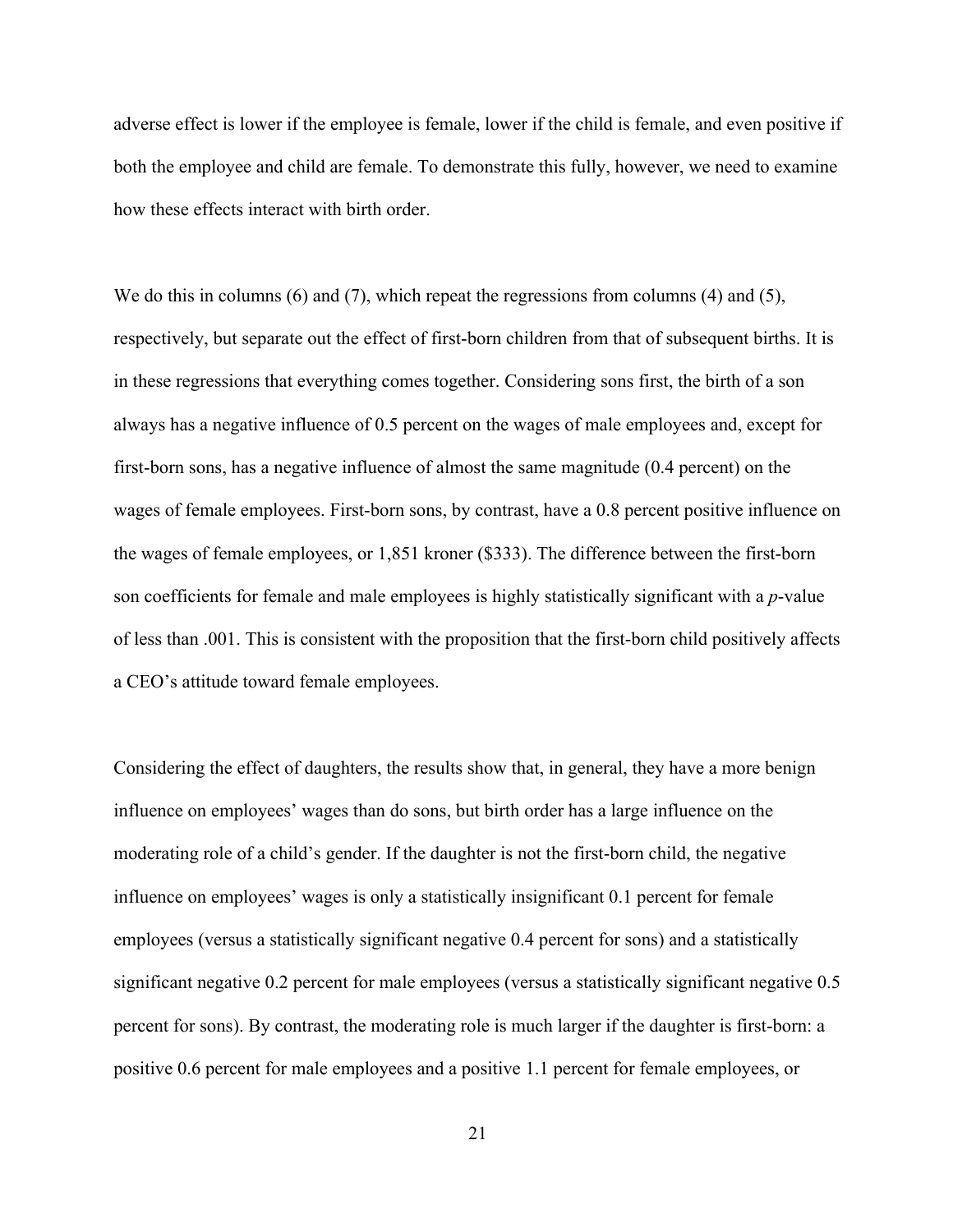adverse effect is lower if the employee is female, lower if the child is female, and even positive if both the employee and child are female. To demonstrate this fully, however, we need to examine how these effects interact with birth order.

We do this in columns (6) and (7), which repeat the regressions from columns (4) and (5), respectively, but separate out the effect of first-born children from that of subsequent births. It is in these regressions that everything comes together. Considering sons first, the birth of a son always has a negative influence of 0.5 percent on the wages of male employees and, except for first-born sons, has a negative influence of almost the same magnitude (0.4 percent) on the wages of female employees. First-born sons, by contrast, have a 0.8 percent positive influence on the wages of female employees, or 1,851 kroner ($333). The difference between the first-born son coefficients for female and male employees is highly statistically significant with a *p*-value of less than .001. This is consistent with the proposition that the first-born child positively affects a CEO's attitude toward female employees.

Considering the effect of daughters, the results show that, in general, they have a more benign influence on employees' wages than do sons, but birth order has a large influence on the moderating role of a child's gender. If the daughter is not the first-born child, the negative influence on employees' wages is only a statistically insignificant 0.1 percent for female employees (versus a statistically significant negative 0.4 percent for sons) and a statistically significant negative 0.2 percent for male employees (versus a statistically significant negative 0.5 percent for sons). By contrast, the moderating role is much larger if the daughter is first-born: a positive 0.6 percent for male employees and a positive 1.1 percent for female employees, or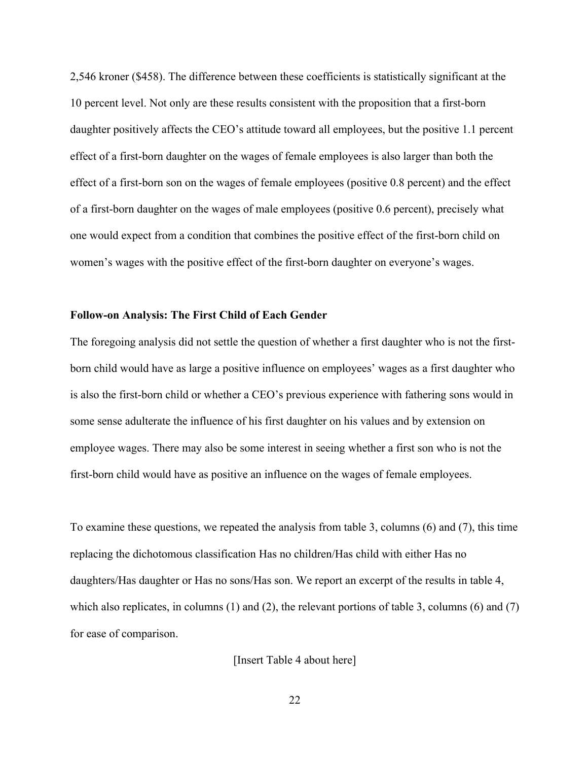2,546 kroner ($458). The difference between these coefficients is statistically significant at the 10 percent level. Not only are these results consistent with the proposition that a first-born daughter positively affects the CEO's attitude toward all employees, but the positive 1.1 percent effect of a first-born daughter on the wages of female employees is also larger than both the effect of a first-born son on the wages of female employees (positive 0.8 percent) and the effect of a first-born daughter on the wages of male employees (positive 0.6 percent), precisely what one would expect from a condition that combines the positive effect of the first-born child on women's wages with the positive effect of the first-born daughter on everyone's wages.

**Follow-on Analysis: The First Child of Each Gender**

The foregoing analysis did not settle the question of whether a first daughter who is not the first-born child would have as large a positive influence on employees' wages as a first daughter who is also the first-born child or whether a CEO's previous experience with fathering sons would in some sense adulterate the influence of his first daughter on his values and by extension on employee wages. There may also be some interest in seeing whether a first son who is not the first-born child would have as positive an influence on the wages of female employees.

To examine these questions, we repeated the analysis from table 3, columns (6) and (7), this time replacing the dichotomous classification Has no children/Has child with either Has no daughters/Has daughter or Has no sons/Has son. We report an excerpt of the results in table 4, which also replicates, in columns (1) and (2), the relevant portions of table 3, columns (6) and (7) for ease of comparison.

[Insert Table 4 about here]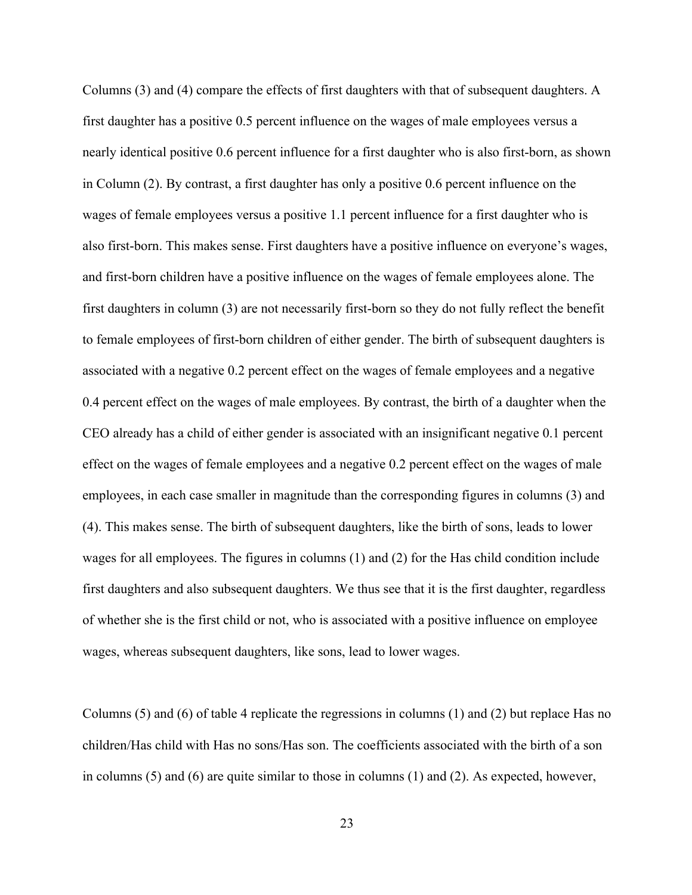Columns (3) and (4) compare the effects of first daughters with that of subsequent daughters. A first daughter has a positive 0.5 percent influence on the wages of male employees versus a nearly identical positive 0.6 percent influence for a first daughter who is also first-born, as shown in Column (2). By contrast, a first daughter has only a positive 0.6 percent influence on the wages of female employees versus a positive 1.1 percent influence for a first daughter who is also first-born. This makes sense. First daughters have a positive influence on everyone's wages, and first-born children have a positive influence on the wages of female employees alone. The first daughters in column (3) are not necessarily first-born so they do not fully reflect the benefit to female employees of first-born children of either gender. The birth of subsequent daughters is associated with a negative 0.2 percent effect on the wages of female employees and a negative 0.4 percent effect on the wages of male employees. By contrast, the birth of a daughter when the CEO already has a child of either gender is associated with an insignificant negative 0.1 percent effect on the wages of female employees and a negative 0.2 percent effect on the wages of male employees, in each case smaller in magnitude than the corresponding figures in columns (3) and (4). This makes sense. The birth of subsequent daughters, like the birth of sons, leads to lower wages for all employees. The figures in columns (1) and (2) for the Has child condition include first daughters and also subsequent daughters. We thus see that it is the first daughter, regardless of whether she is the first child or not, who is associated with a positive influence on employee wages, whereas subsequent daughters, like sons, lead to lower wages.

Columns (5) and (6) of table 4 replicate the regressions in columns (1) and (2) but replace Has no children/Has child with Has no sons/Has son. The coefficients associated with the birth of a son in columns (5) and (6) are quite similar to those in columns (1) and (2). As expected, however,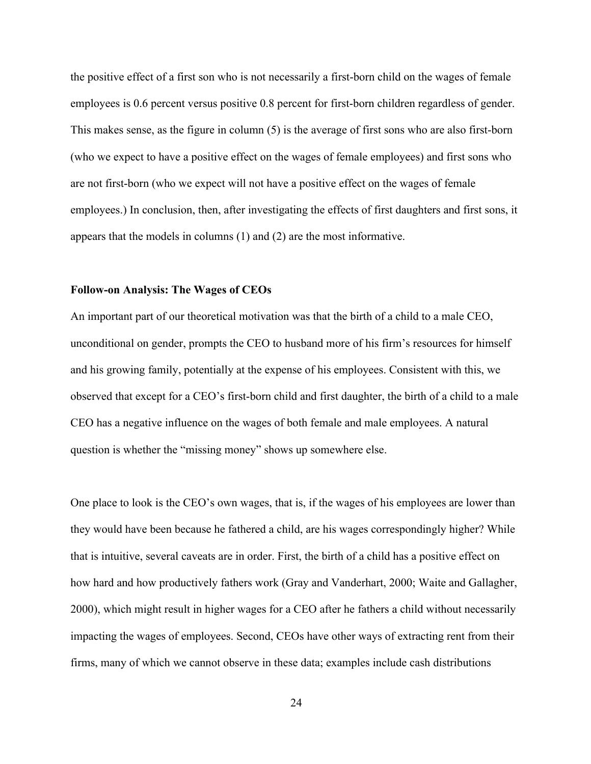the positive effect of a first son who is not necessarily a first-born child on the wages of female employees is 0.6 percent versus positive 0.8 percent for first-born children regardless of gender. This makes sense, as the figure in column (5) is the average of first sons who are also first-born (who we expect to have a positive effect on the wages of female employees) and first sons who are not first-born (who we expect will not have a positive effect on the wages of female employees.) In conclusion, then, after investigating the effects of first daughters and first sons, it appears that the models in columns (1) and (2) are the most informative.

**Follow-on Analysis: The Wages of CEOs**

An important part of our theoretical motivation was that the birth of a child to a male CEO, unconditional on gender, prompts the CEO to husband more of his firm's resources for himself and his growing family, potentially at the expense of his employees. Consistent with this, we observed that except for a CEO's first-born child and first daughter, the birth of a child to a male CEO has a negative influence on the wages of both female and male employees. A natural question is whether the "missing money" shows up somewhere else.

One place to look is the CEO's own wages, that is, if the wages of his employees are lower than they would have been because he fathered a child, are his wages correspondingly higher? While that is intuitive, several caveats are in order. First, the birth of a child has a positive effect on how hard and how productively fathers work (Gray and Vanderhart, 2000; Waite and Gallagher, 2000), which might result in higher wages for a CEO after he fathers a child without necessarily impacting the wages of employees. Second, CEOs have other ways of extracting rent from their firms, many of which we cannot observe in these data; examples include cash distributions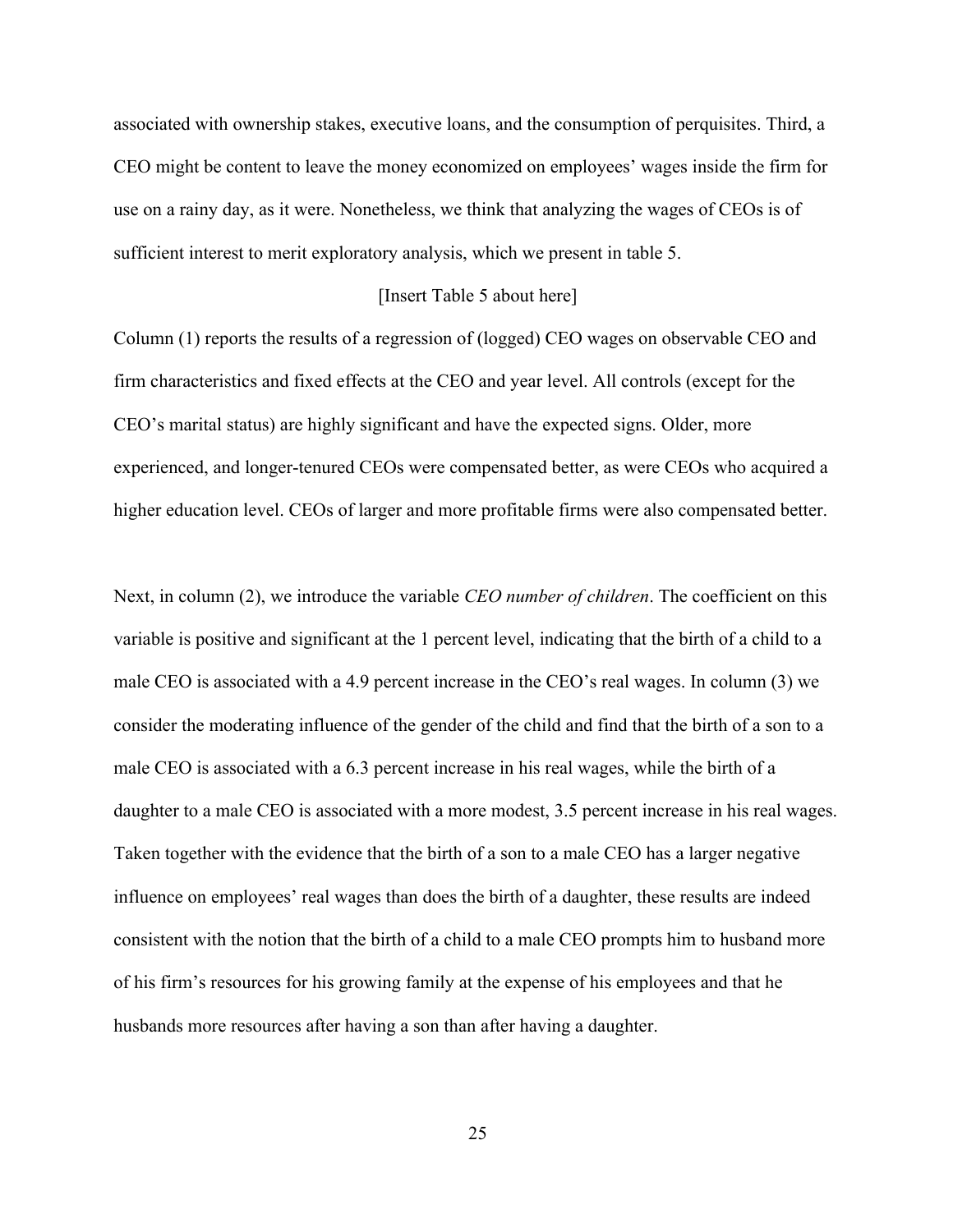associated with ownership stakes, executive loans, and the consumption of perquisites. Third, a CEO might be content to leave the money economized on employees' wages inside the firm for use on a rainy day, as it were. Nonetheless, we think that analyzing the wages of CEOs is of sufficient interest to merit exploratory analysis, which we present in table 5.

[Insert Table 5 about here]

Column (1) reports the results of a regression of (logged) CEO wages on observable CEO and firm characteristics and fixed effects at the CEO and year level. All controls (except for the CEO's marital status) are highly significant and have the expected signs. Older, more experienced, and longer-tenured CEOs were compensated better, as were CEOs who acquired a higher education level. CEOs of larger and more profitable firms were also compensated better.

Next, in column (2), we introduce the variable *CEO number of children*. The coefficient on this variable is positive and significant at the 1 percent level, indicating that the birth of a child to a male CEO is associated with a 4.9 percent increase in the CEO's real wages. In column (3) we consider the moderating influence of the gender of the child and find that the birth of a son to a male CEO is associated with a 6.3 percent increase in his real wages, while the birth of a daughter to a male CEO is associated with a more modest, 3.5 percent increase in his real wages. Taken together with the evidence that the birth of a son to a male CEO has a larger negative influence on employees' real wages than does the birth of a daughter, these results are indeed consistent with the notion that the birth of a child to a male CEO prompts him to husband more of his firm's resources for his growing family at the expense of his employees and that he husbands more resources after having a son than after having a daughter.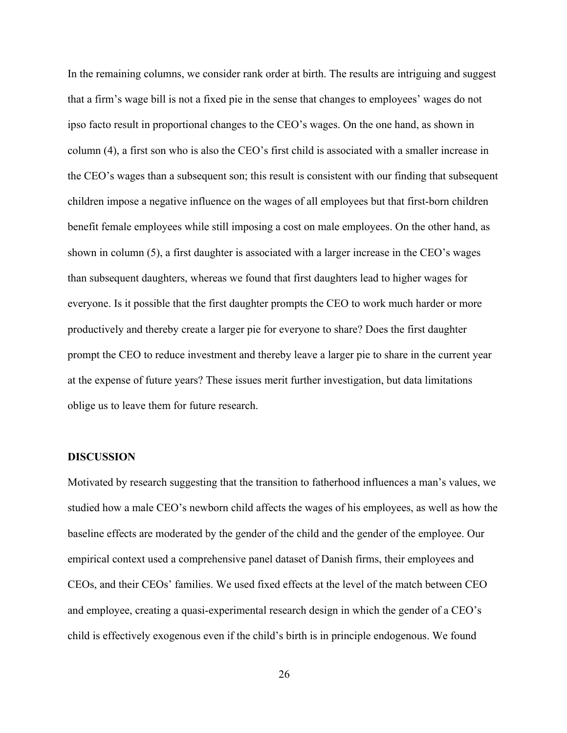In the remaining columns, we consider rank order at birth. The results are intriguing and suggest that a firm's wage bill is not a fixed pie in the sense that changes to employees' wages do not ipso facto result in proportional changes to the CEO's wages. On the one hand, as shown in column (4), a first son who is also the CEO's first child is associated with a smaller increase in the CEO's wages than a subsequent son; this result is consistent with our finding that subsequent children impose a negative influence on the wages of all employees but that first-born children benefit female employees while still imposing a cost on male employees. On the other hand, as shown in column (5), a first daughter is associated with a larger increase in the CEO's wages than subsequent daughters, whereas we found that first daughters lead to higher wages for everyone. Is it possible that the first daughter prompts the CEO to work much harder or more productively and thereby create a larger pie for everyone to share? Does the first daughter prompt the CEO to reduce investment and thereby leave a larger pie to share in the current year at the expense of future years? These issues merit further investigation, but data limitations oblige us to leave them for future research.

## DISCUSSION

Motivated by research suggesting that the transition to fatherhood influences a man's values, we studied how a male CEO's newborn child affects the wages of his employees, as well as how the baseline effects are moderated by the gender of the child and the gender of the employee. Our empirical context used a comprehensive panel dataset of Danish firms, their employees and CEOs, and their CEOs' families. We used fixed effects at the level of the match between CEO and employee, creating a quasi-experimental research design in which the gender of a CEO's child is effectively exogenous even if the child's birth is in principle endogenous. We found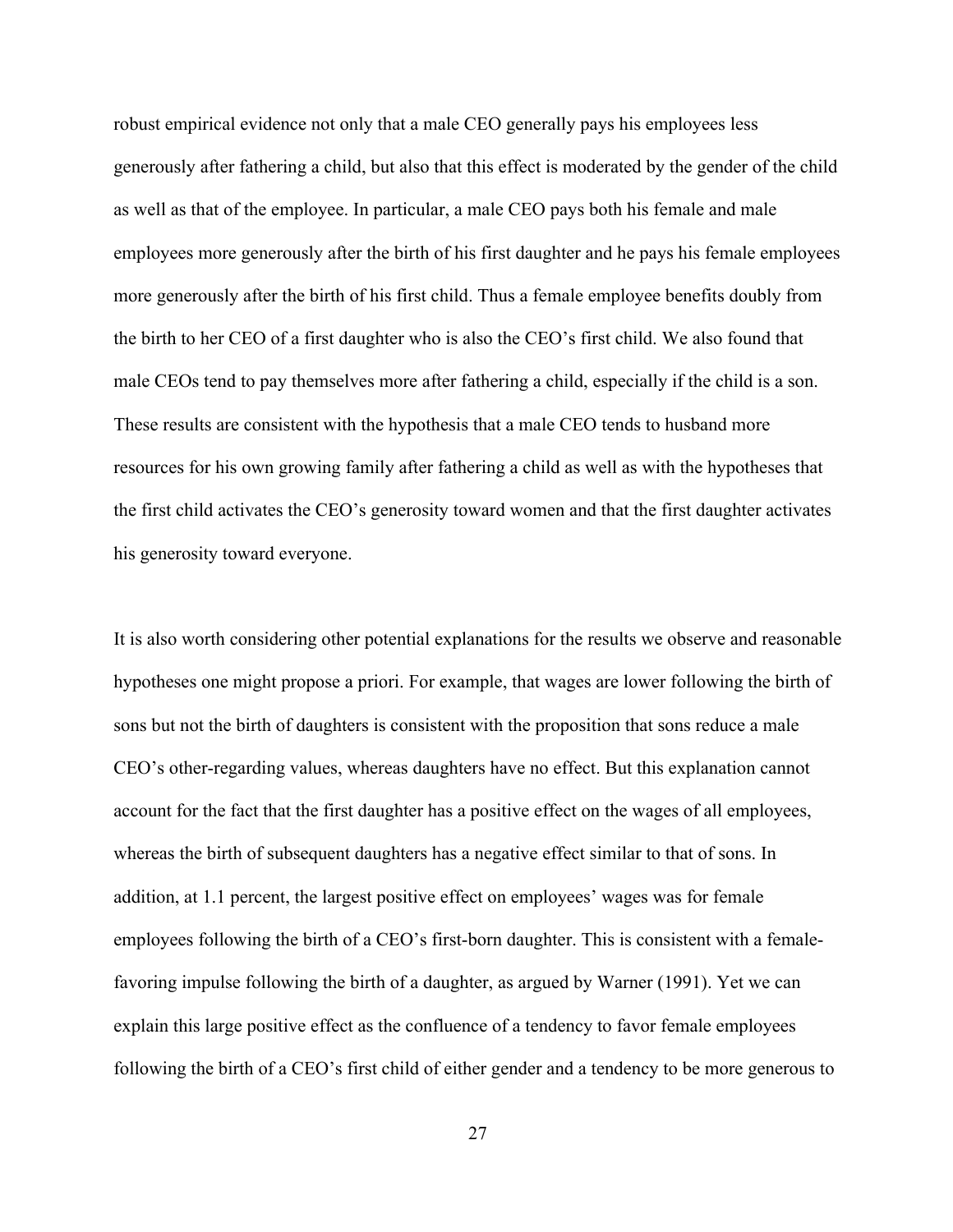robust empirical evidence not only that a male CEO generally pays his employees less generously after fathering a child, but also that this effect is moderated by the gender of the child as well as that of the employee. In particular, a male CEO pays both his female and male employees more generously after the birth of his first daughter and he pays his female employees more generously after the birth of his first child. Thus a female employee benefits doubly from the birth to her CEO of a first daughter who is also the CEO's first child. We also found that male CEOs tend to pay themselves more after fathering a child, especially if the child is a son. These results are consistent with the hypothesis that a male CEO tends to husband more resources for his own growing family after fathering a child as well as with the hypotheses that the first child activates the CEO's generosity toward women and that the first daughter activates his generosity toward everyone.

It is also worth considering other potential explanations for the results we observe and reasonable hypotheses one might propose a priori. For example, that wages are lower following the birth of sons but not the birth of daughters is consistent with the proposition that sons reduce a male CEO's other-regarding values, whereas daughters have no effect. But this explanation cannot account for the fact that the first daughter has a positive effect on the wages of all employees, whereas the birth of subsequent daughters has a negative effect similar to that of sons. In addition, at 1.1 percent, the largest positive effect on employees' wages was for female employees following the birth of a CEO's first-born daughter. This is consistent with a female-favoring impulse following the birth of a daughter, as argued by Warner (1991). Yet we can explain this large positive effect as the confluence of a tendency to favor female employees following the birth of a CEO's first child of either gender and a tendency to be more generous to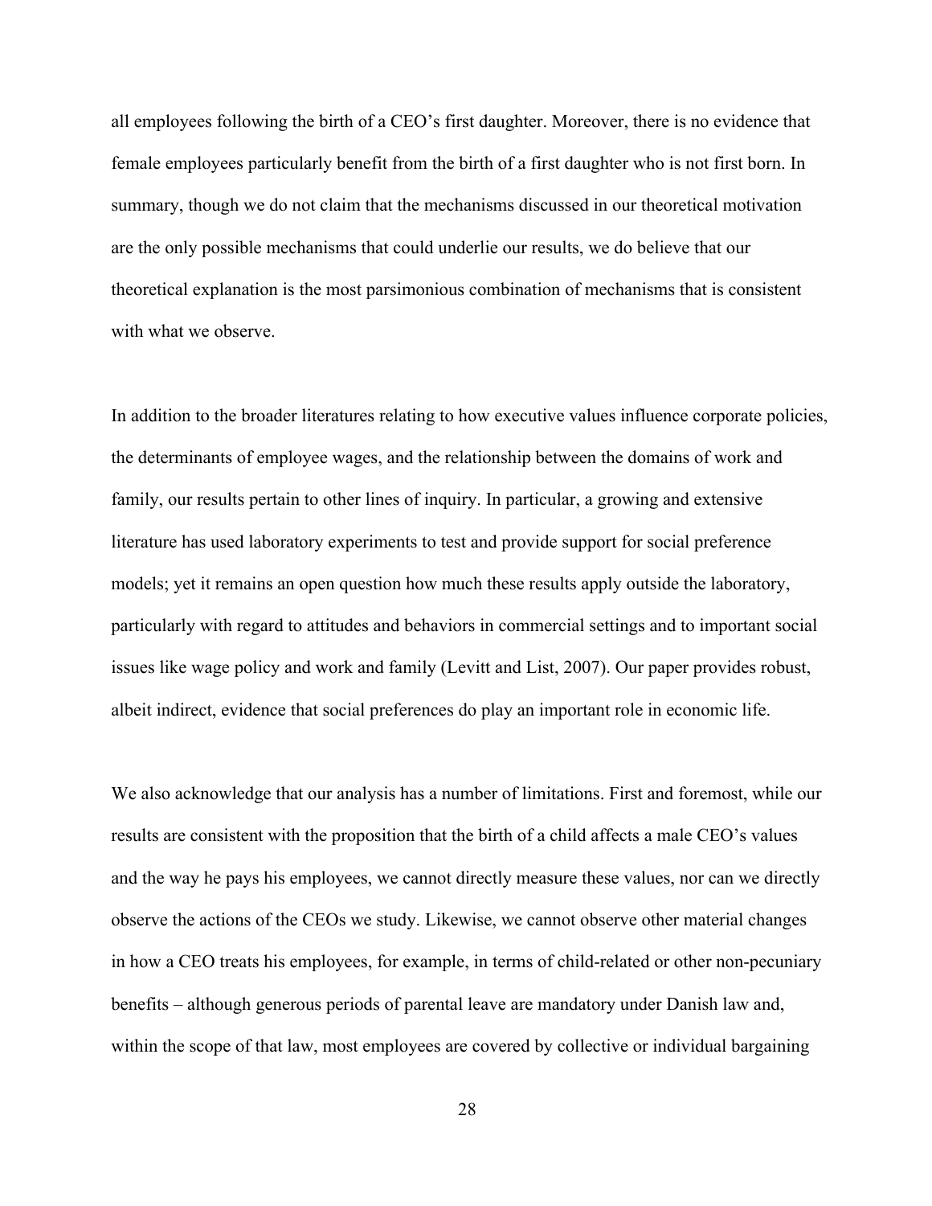all employees following the birth of a CEO's first daughter. Moreover, there is no evidence that female employees particularly benefit from the birth of a first daughter who is not first born. In summary, though we do not claim that the mechanisms discussed in our theoretical motivation are the only possible mechanisms that could underlie our results, we do believe that our theoretical explanation is the most parsimonious combination of mechanisms that is consistent with what we observe.

In addition to the broader literatures relating to how executive values influence corporate policies, the determinants of employee wages, and the relationship between the domains of work and family, our results pertain to other lines of inquiry. In particular, a growing and extensive literature has used laboratory experiments to test and provide support for social preference models; yet it remains an open question how much these results apply outside the laboratory, particularly with regard to attitudes and behaviors in commercial settings and to important social issues like wage policy and work and family (Levitt and List, 2007). Our paper provides robust, albeit indirect, evidence that social preferences do play an important role in economic life.

We also acknowledge that our analysis has a number of limitations. First and foremost, while our results are consistent with the proposition that the birth of a child affects a male CEO's values and the way he pays his employees, we cannot directly measure these values, nor can we directly observe the actions of the CEOs we study. Likewise, we cannot observe other material changes in how a CEO treats his employees, for example, in terms of child-related or other non-pecuniary benefits – although generous periods of parental leave are mandatory under Danish law and, within the scope of that law, most employees are covered by collective or individual bargaining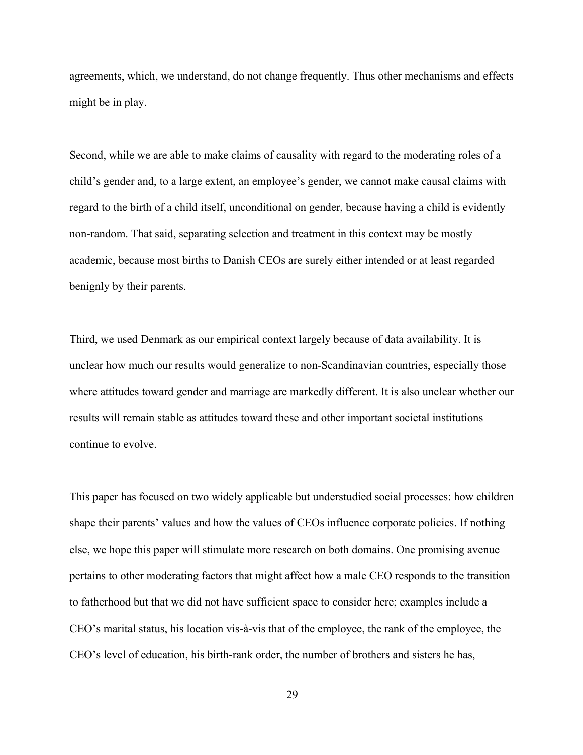agreements, which, we understand, do not change frequently. Thus other mechanisms and effects might be in play.

Second, while we are able to make claims of causality with regard to the moderating roles of a child's gender and, to a large extent, an employee's gender, we cannot make causal claims with regard to the birth of a child itself, unconditional on gender, because having a child is evidently non-random. That said, separating selection and treatment in this context may be mostly academic, because most births to Danish CEOs are surely either intended or at least regarded benignly by their parents.

Third, we used Denmark as our empirical context largely because of data availability. It is unclear how much our results would generalize to non-Scandinavian countries, especially those where attitudes toward gender and marriage are markedly different. It is also unclear whether our results will remain stable as attitudes toward these and other important societal institutions continue to evolve.

This paper has focused on two widely applicable but understudied social processes: how children shape their parents' values and how the values of CEOs influence corporate policies. If nothing else, we hope this paper will stimulate more research on both domains. One promising avenue pertains to other moderating factors that might affect how a male CEO responds to the transition to fatherhood but that we did not have sufficient space to consider here; examples include a CEO's marital status, his location vis-à-vis that of the employee, the rank of the employee, the CEO's level of education, his birth-rank order, the number of brothers and sisters he has,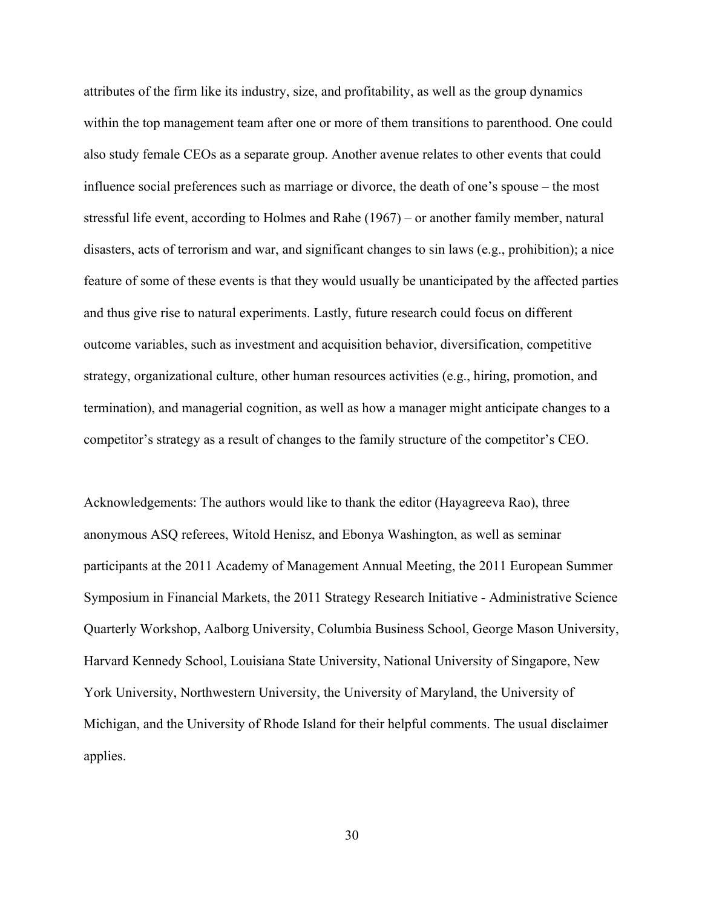attributes of the firm like its industry, size, and profitability, as well as the group dynamics within the top management team after one or more of them transitions to parenthood. One could also study female CEOs as a separate group. Another avenue relates to other events that could influence social preferences such as marriage or divorce, the death of one's spouse – the most stressful life event, according to Holmes and Rahe (1967) – or another family member, natural disasters, acts of terrorism and war, and significant changes to sin laws (e.g., prohibition); a nice feature of some of these events is that they would usually be unanticipated by the affected parties and thus give rise to natural experiments. Lastly, future research could focus on different outcome variables, such as investment and acquisition behavior, diversification, competitive strategy, organizational culture, other human resources activities (e.g., hiring, promotion, and termination), and managerial cognition, as well as how a manager might anticipate changes to a competitor's strategy as a result of changes to the family structure of the competitor's CEO.

Acknowledgements: The authors would like to thank the editor (Hayagreeva Rao), three anonymous ASQ referees, Witold Henisz, and Ebonya Washington, as well as seminar participants at the 2011 Academy of Management Annual Meeting, the 2011 European Summer Symposium in Financial Markets, the 2011 Strategy Research Initiative - Administrative Science Quarterly Workshop, Aalborg University, Columbia Business School, George Mason University, Harvard Kennedy School, Louisiana State University, National University of Singapore, New York University, Northwestern University, the University of Maryland, the University of Michigan, and the University of Rhode Island for their helpful comments. The usual disclaimer applies.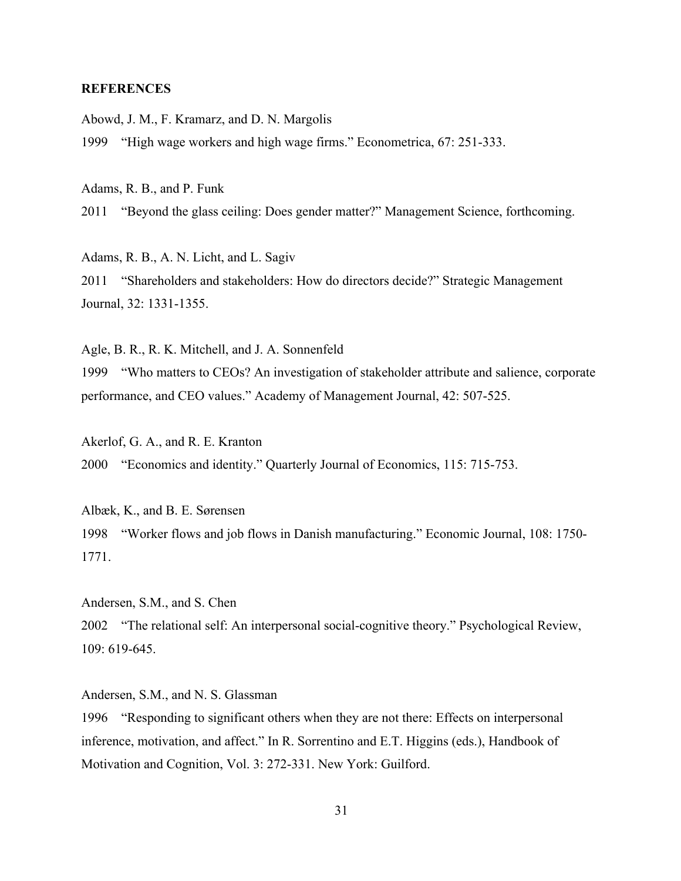**REFERENCES**

Abowd, J. M., F. Kramarz, and D. N. Margolis

1999 "High wage workers and high wage firms." Econometrica, 67: 251-333.

Adams, R. B., and P. Funk

2011 "Beyond the glass ceiling: Does gender matter?" Management Science, forthcoming.

Adams, R. B., A. N. Licht, and L. Sagiv

2011 "Shareholders and stakeholders: How do directors decide?" Strategic Management Journal, 32: 1331-1355.

Agle, B. R., R. K. Mitchell, and J. A. Sonnenfeld

1999 "Who matters to CEOs? An investigation of stakeholder attribute and salience, corporate performance, and CEO values." Academy of Management Journal, 42: 507-525.

Akerlof, G. A., and R. E. Kranton

2000 "Economics and identity." Quarterly Journal of Economics, 115: 715-753.

Albæk, K., and B. E. Sørensen

1998 "Worker flows and job flows in Danish manufacturing." Economic Journal, 108: 1750-1771.

Andersen, S.M., and S. Chen

2002 "The relational self: An interpersonal social-cognitive theory." Psychological Review, 109: 619-645.

Andersen, S.M., and N. S. Glassman

1996 "Responding to significant others when they are not there: Effects on interpersonal inference, motivation, and affect." In R. Sorrentino and E.T. Higgins (eds.), Handbook of Motivation and Cognition, Vol. 3: 272-331. New York: Guilford.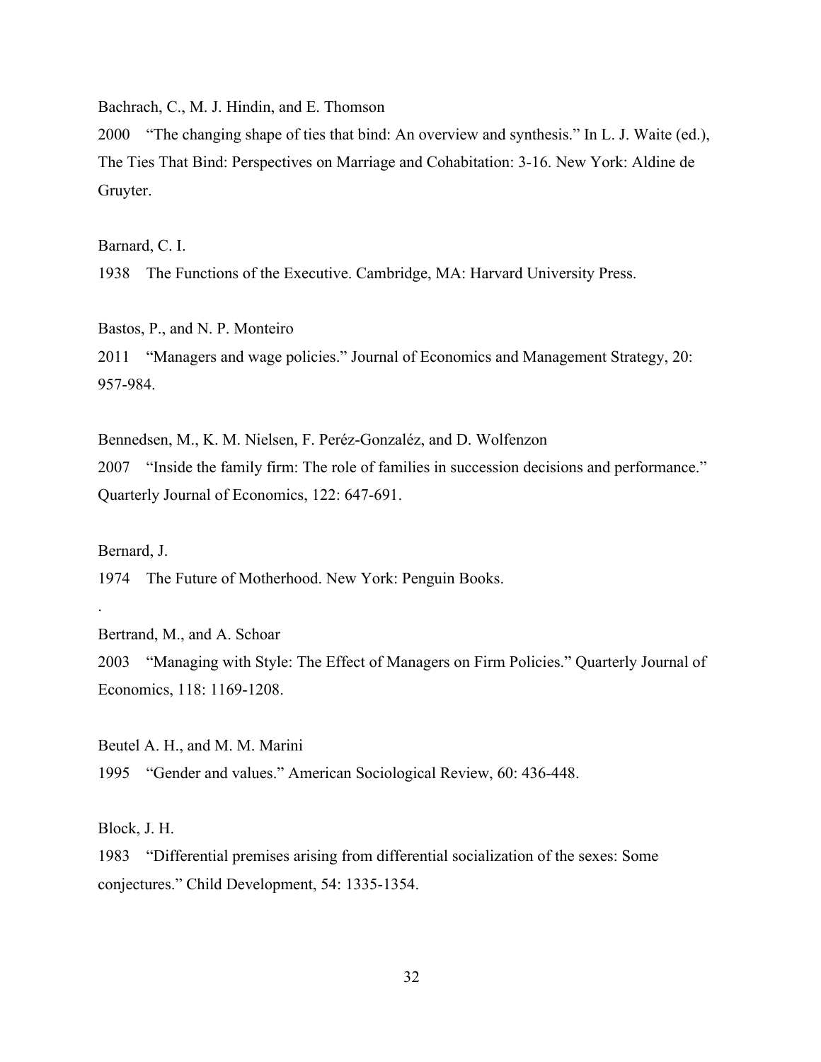Bachrach, C., M. J. Hindin, and E. Thomson

2000 "The changing shape of ties that bind: An overview and synthesis." In L. J. Waite (ed.), The Ties That Bind: Perspectives on Marriage and Cohabitation: 3-16. New York: Aldine de Gruyter.

Barnard, C. I.

1938 The Functions of the Executive. Cambridge, MA: Harvard University Press.

Bastos, P., and N. P. Monteiro

2011 "Managers and wage policies." Journal of Economics and Management Strategy, 20: 957-984.

Bennedsen, M., K. M. Nielsen, F. Peréz-Gonzaléz, and D. Wolfenzon

2007 "Inside the family firm: The role of families in succession decisions and performance." Quarterly Journal of Economics, 122: 647-691.

Bernard, J.

1974 The Future of Motherhood. New York: Penguin Books.

.

Bertrand, M., and A. Schoar

2003 "Managing with Style: The Effect of Managers on Firm Policies." Quarterly Journal of Economics, 118: 1169-1208.

Beutel A. H., and M. M. Marini

1995 "Gender and values." American Sociological Review, 60: 436-448.

Block, J. H.

1983 "Differential premises arising from differential socialization of the sexes: Some conjectures." Child Development, 54: 1335-1354.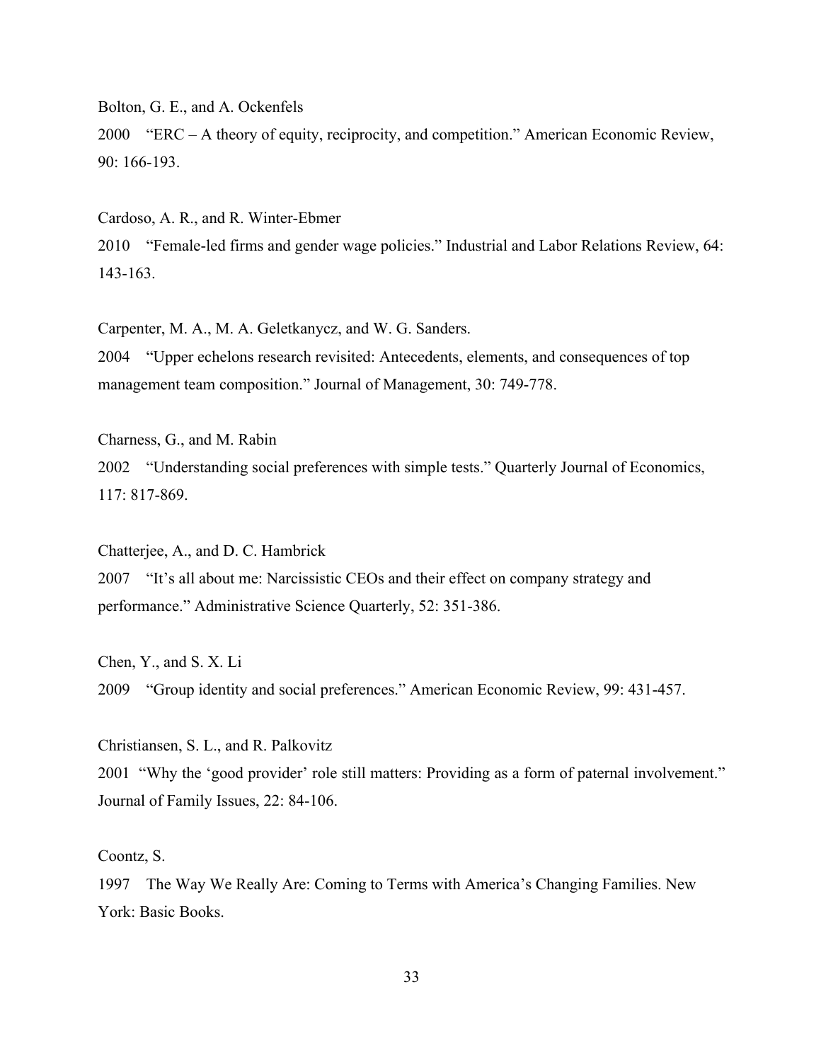Bolton, G. E., and A. Ockenfels

2000 "ERC – A theory of equity, reciprocity, and competition." American Economic Review, 90: 166-193.

Cardoso, A. R., and R. Winter-Ebmer

2010 "Female-led firms and gender wage policies." Industrial and Labor Relations Review, 64: 143-163.

Carpenter, M. A., M. A. Geletkanycz, and W. G. Sanders.

2004 "Upper echelons research revisited: Antecedents, elements, and consequences of top management team composition." Journal of Management, 30: 749-778.

Charness, G., and M. Rabin

2002 "Understanding social preferences with simple tests." Quarterly Journal of Economics, 117: 817-869.

Chatterjee, A., and D. C. Hambrick

2007 "It's all about me: Narcissistic CEOs and their effect on company strategy and performance." Administrative Science Quarterly, 52: 351-386.

Chen, Y., and S. X. Li

2009 "Group identity and social preferences." American Economic Review, 99: 431-457.

Christiansen, S. L., and R. Palkovitz

2001 "Why the 'good provider' role still matters: Providing as a form of paternal involvement." Journal of Family Issues, 22: 84-106.

Coontz, S.

1997 The Way We Really Are: Coming to Terms with America's Changing Families. New York: Basic Books.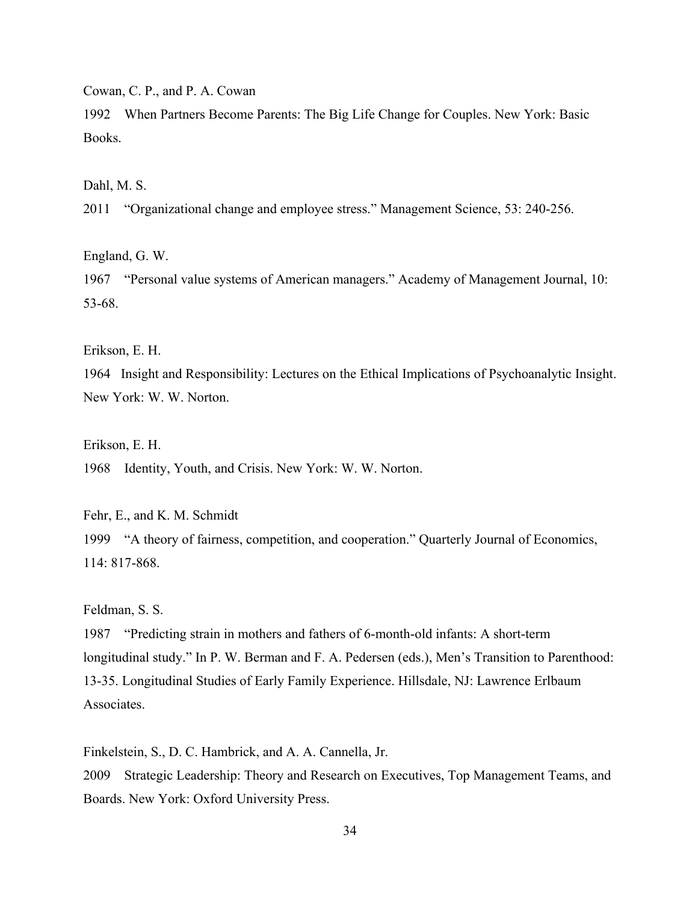Cowan, C. P., and P. A. Cowan

1992 When Partners Become Parents: The Big Life Change for Couples. New York: Basic Books.

Dahl, M. S.

2011 "Organizational change and employee stress." Management Science, 53: 240-256.

England, G. W.

1967 "Personal value systems of American managers." Academy of Management Journal, 10: 53-68.

Erikson, E. H.

1964 Insight and Responsibility: Lectures on the Ethical Implications of Psychoanalytic Insight. New York: W. W. Norton.

Erikson, E. H.

1968 Identity, Youth, and Crisis. New York: W. W. Norton.

Fehr, E., and K. M. Schmidt

1999 "A theory of fairness, competition, and cooperation." Quarterly Journal of Economics, 114: 817-868.

Feldman, S. S.

1987 "Predicting strain in mothers and fathers of 6-month-old infants: A short-term longitudinal study." In P. W. Berman and F. A. Pedersen (eds.), Men's Transition to Parenthood: 13-35. Longitudinal Studies of Early Family Experience. Hillsdale, NJ: Lawrence Erlbaum Associates.

Finkelstein, S., D. C. Hambrick, and A. A. Cannella, Jr.

2009 Strategic Leadership: Theory and Research on Executives, Top Management Teams, and Boards. New York: Oxford University Press.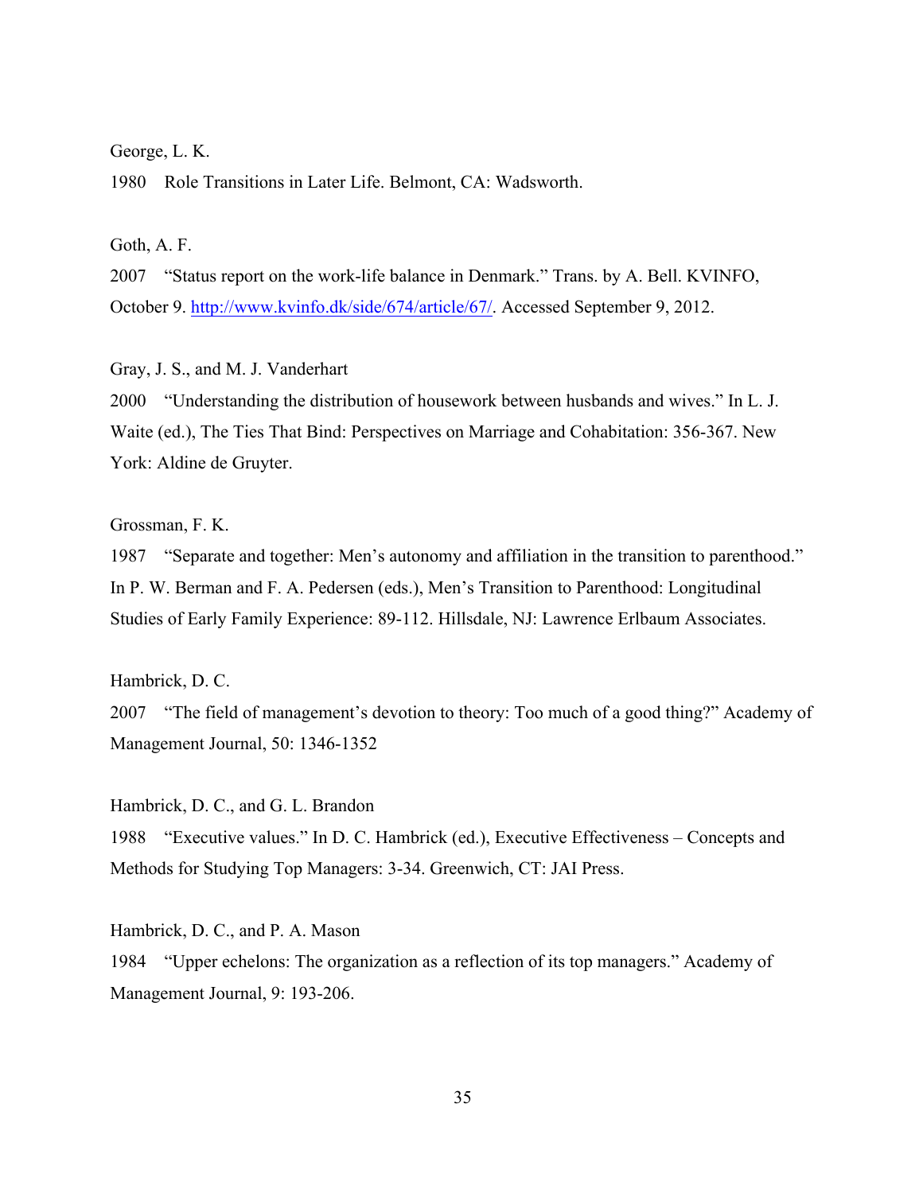George, L. K.

1980 Role Transitions in Later Life. Belmont, CA: Wadsworth.

Goth, A. F.

2007 "Status report on the work-life balance in Denmark." Trans. by A. Bell. KVINFO, October 9. http://www.kvinfo.dk/side/674/article/67/. Accessed September 9, 2012.

Gray, J. S., and M. J. Vanderhart

2000 "Understanding the distribution of housework between husbands and wives." In L. J. Waite (ed.), The Ties That Bind: Perspectives on Marriage and Cohabitation: 356-367. New York: Aldine de Gruyter.

Grossman, F. K.

1987 "Separate and together: Men's autonomy and affiliation in the transition to parenthood." In P. W. Berman and F. A. Pedersen (eds.), Men's Transition to Parenthood: Longitudinal Studies of Early Family Experience: 89-112. Hillsdale, NJ: Lawrence Erlbaum Associates.

Hambrick, D. C.

2007 "The field of management's devotion to theory: Too much of a good thing?" Academy of Management Journal, 50: 1346-1352

Hambrick, D. C., and G. L. Brandon

1988 "Executive values." In D. C. Hambrick (ed.), Executive Effectiveness – Concepts and Methods for Studying Top Managers: 3-34. Greenwich, CT: JAI Press.

Hambrick, D. C., and P. A. Mason

1984 "Upper echelons: The organization as a reflection of its top managers." Academy of Management Journal, 9: 193-206.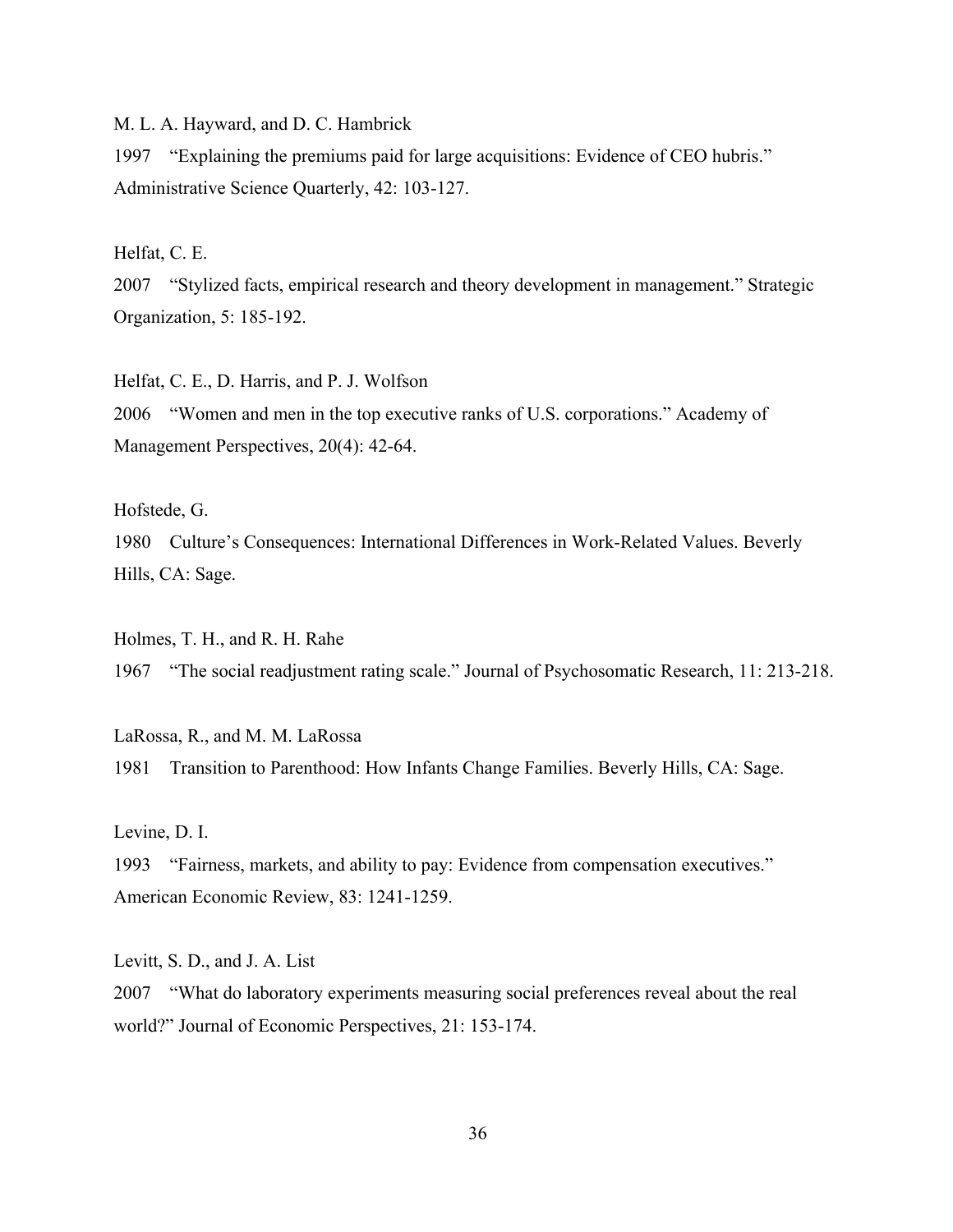M. L. A. Hayward, and D. C. Hambrick

1997 "Explaining the premiums paid for large acquisitions: Evidence of CEO hubris." Administrative Science Quarterly, 42: 103-127.

Helfat, C. E.

2007 "Stylized facts, empirical research and theory development in management." Strategic Organization, 5: 185-192.

Helfat, C. E., D. Harris, and P. J. Wolfson

2006 "Women and men in the top executive ranks of U.S. corporations." Academy of Management Perspectives, 20(4): 42-64.

Hofstede, G.

1980 Culture's Consequences: International Differences in Work-Related Values. Beverly Hills, CA: Sage.

Holmes, T. H., and R. H. Rahe

1967 "The social readjustment rating scale." Journal of Psychosomatic Research, 11: 213-218.

LaRossa, R., and M. M. LaRossa

1981 Transition to Parenthood: How Infants Change Families. Beverly Hills, CA: Sage.

Levine, D. I.

1993 "Fairness, markets, and ability to pay: Evidence from compensation executives." American Economic Review, 83: 1241-1259.

Levitt, S. D., and J. A. List

2007 "What do laboratory experiments measuring social preferences reveal about the real world?" Journal of Economic Perspectives, 21: 153-174.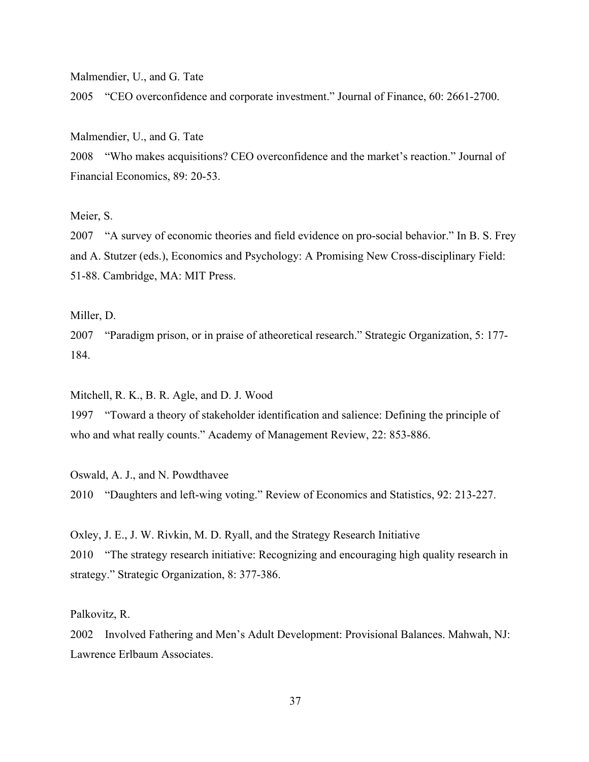Malmendier, U., and G. Tate

2005 "CEO overconfidence and corporate investment." Journal of Finance, 60: 2661-2700.

Malmendier, U., and G. Tate

2008 "Who makes acquisitions? CEO overconfidence and the market's reaction." Journal of Financial Economics, 89: 20-53.

Meier, S.

2007 "A survey of economic theories and field evidence on pro-social behavior." In B. S. Frey and A. Stutzer (eds.), Economics and Psychology: A Promising New Cross-disciplinary Field: 51-88. Cambridge, MA: MIT Press.

Miller, D.

2007 "Paradigm prison, or in praise of atheoretical research." Strategic Organization, 5: 177-184.

Mitchell, R. K., B. R. Agle, and D. J. Wood

1997 "Toward a theory of stakeholder identification and salience: Defining the principle of who and what really counts." Academy of Management Review, 22: 853-886.

Oswald, A. J., and N. Powdthavee

2010 "Daughters and left-wing voting." Review of Economics and Statistics, 92: 213-227.

Oxley, J. E., J. W. Rivkin, M. D. Ryall, and the Strategy Research Initiative

2010 "The strategy research initiative: Recognizing and encouraging high quality research in strategy." Strategic Organization, 8: 377-386.

Palkovitz, R.

2002 Involved Fathering and Men's Adult Development: Provisional Balances. Mahwah, NJ: Lawrence Erlbaum Associates.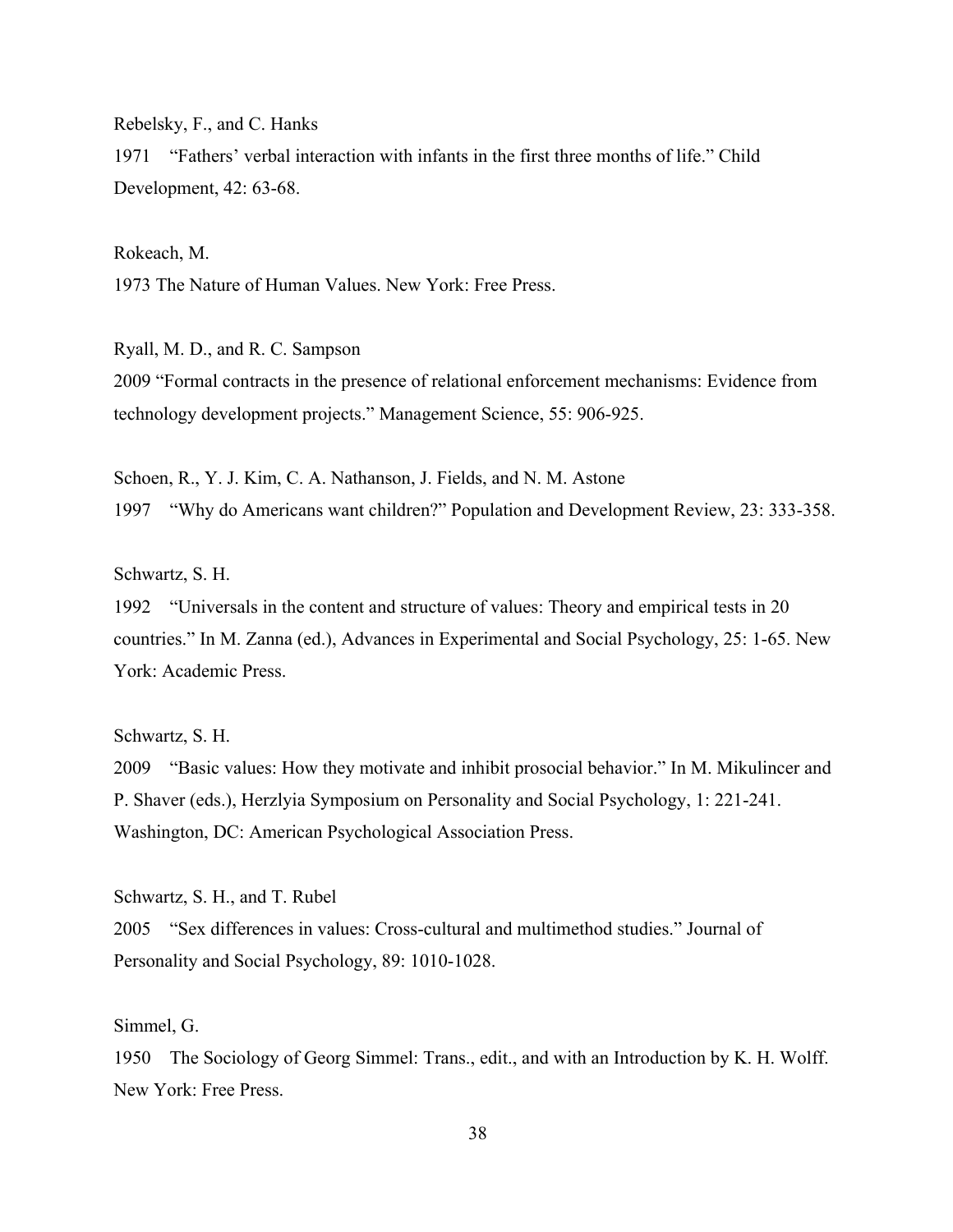Rebelsky, F., and C. Hanks

1971 "Fathers' verbal interaction with infants in the first three months of life." Child Development, 42: 63-68.

Rokeach, M.

1973 The Nature of Human Values. New York: Free Press.

Ryall, M. D., and R. C. Sampson

2009 "Formal contracts in the presence of relational enforcement mechanisms: Evidence from technology development projects." Management Science, 55: 906-925.

Schoen, R., Y. J. Kim, C. A. Nathanson, J. Fields, and N. M. Astone

1997 "Why do Americans want children?" Population and Development Review, 23: 333-358.

Schwartz, S. H.

1992 "Universals in the content and structure of values: Theory and empirical tests in 20 countries." In M. Zanna (ed.), Advances in Experimental and Social Psychology, 25: 1-65. New York: Academic Press.

Schwartz, S. H.

2009 "Basic values: How they motivate and inhibit prosocial behavior." In M. Mikulincer and P. Shaver (eds.), Herzlyia Symposium on Personality and Social Psychology, 1: 221-241. Washington, DC: American Psychological Association Press.

Schwartz, S. H., and T. Rubel

2005 "Sex differences in values: Cross-cultural and multimethod studies." Journal of Personality and Social Psychology, 89: 1010-1028.

Simmel, G.

1950 The Sociology of Georg Simmel: Trans., edit., and with an Introduction by K. H. Wolff. New York: Free Press.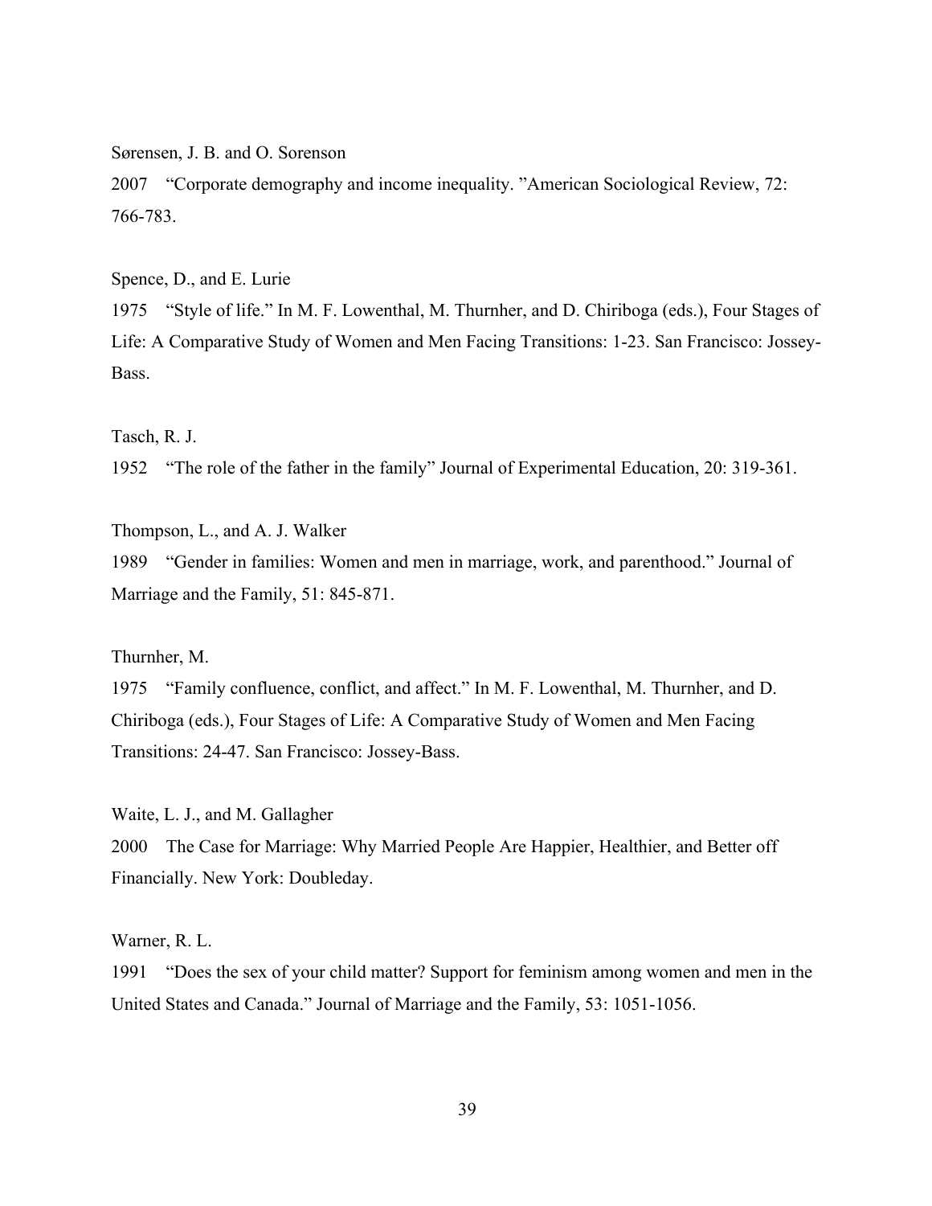Sørensen, J. B. and O. Sorenson

2007 "Corporate demography and income inequality. "American Sociological Review, 72: 766-783.

Spence, D., and E. Lurie

1975 "Style of life." In M. F. Lowenthal, M. Thurnher, and D. Chiriboga (eds.), Four Stages of Life: A Comparative Study of Women and Men Facing Transitions: 1-23. San Francisco: Jossey-Bass.

Tasch, R. J.

1952 "The role of the father in the family" Journal of Experimental Education, 20: 319-361.

Thompson, L., and A. J. Walker

1989 "Gender in families: Women and men in marriage, work, and parenthood." Journal of Marriage and the Family, 51: 845-871.

Thurnher, M.

1975 "Family confluence, conflict, and affect." In M. F. Lowenthal, M. Thurnher, and D. Chiriboga (eds.), Four Stages of Life: A Comparative Study of Women and Men Facing Transitions: 24-47. San Francisco: Jossey-Bass.

Waite, L. J., and M. Gallagher

2000 The Case for Marriage: Why Married People Are Happier, Healthier, and Better off Financially. New York: Doubleday.

Warner, R. L.

1991 "Does the sex of your child matter? Support for feminism among women and men in the United States and Canada." Journal of Marriage and the Family, 53: 1051-1056.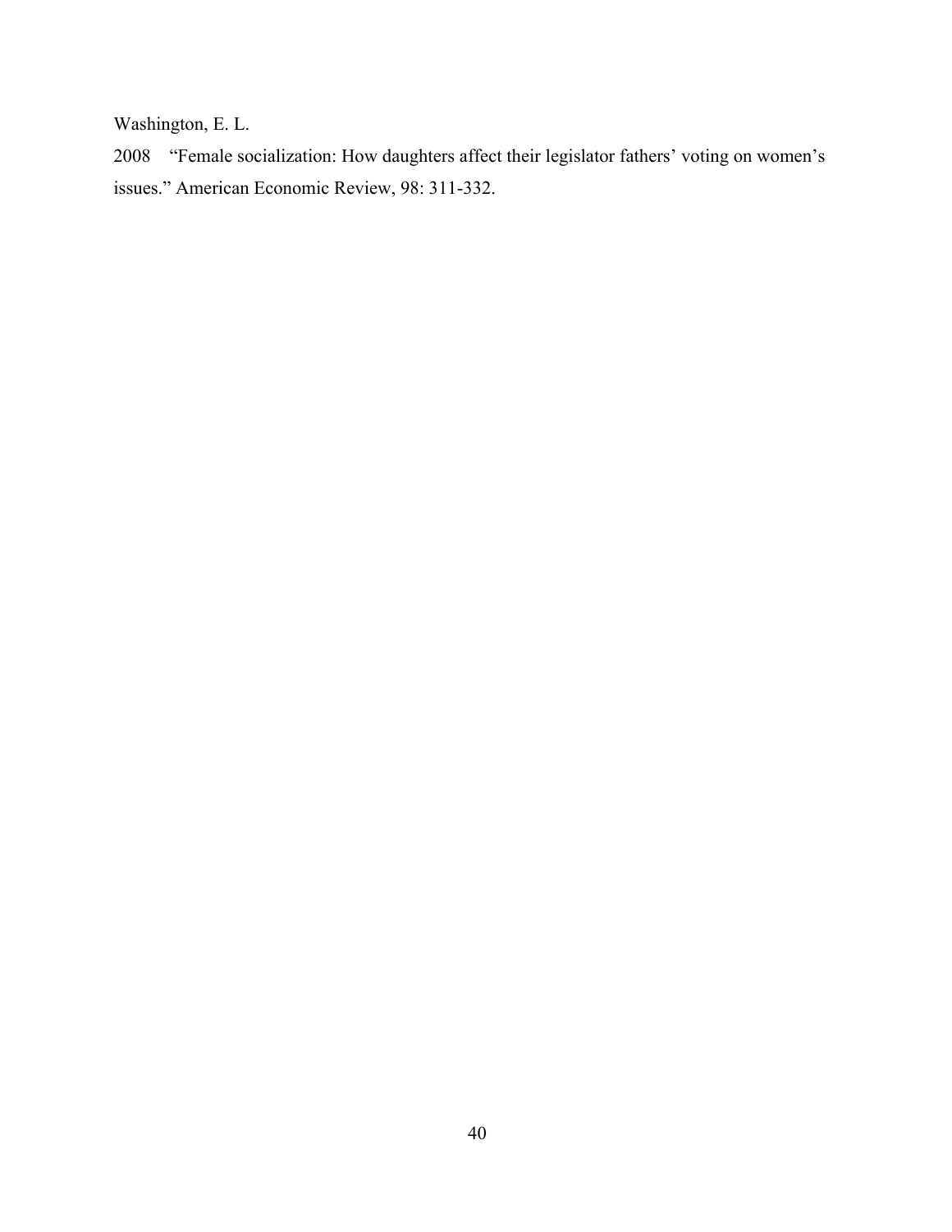Washington, E. L.

2008 “Female socialization: How daughters affect their legislator fathers’ voting on women’s issues.” American Economic Review, 98: 311-332.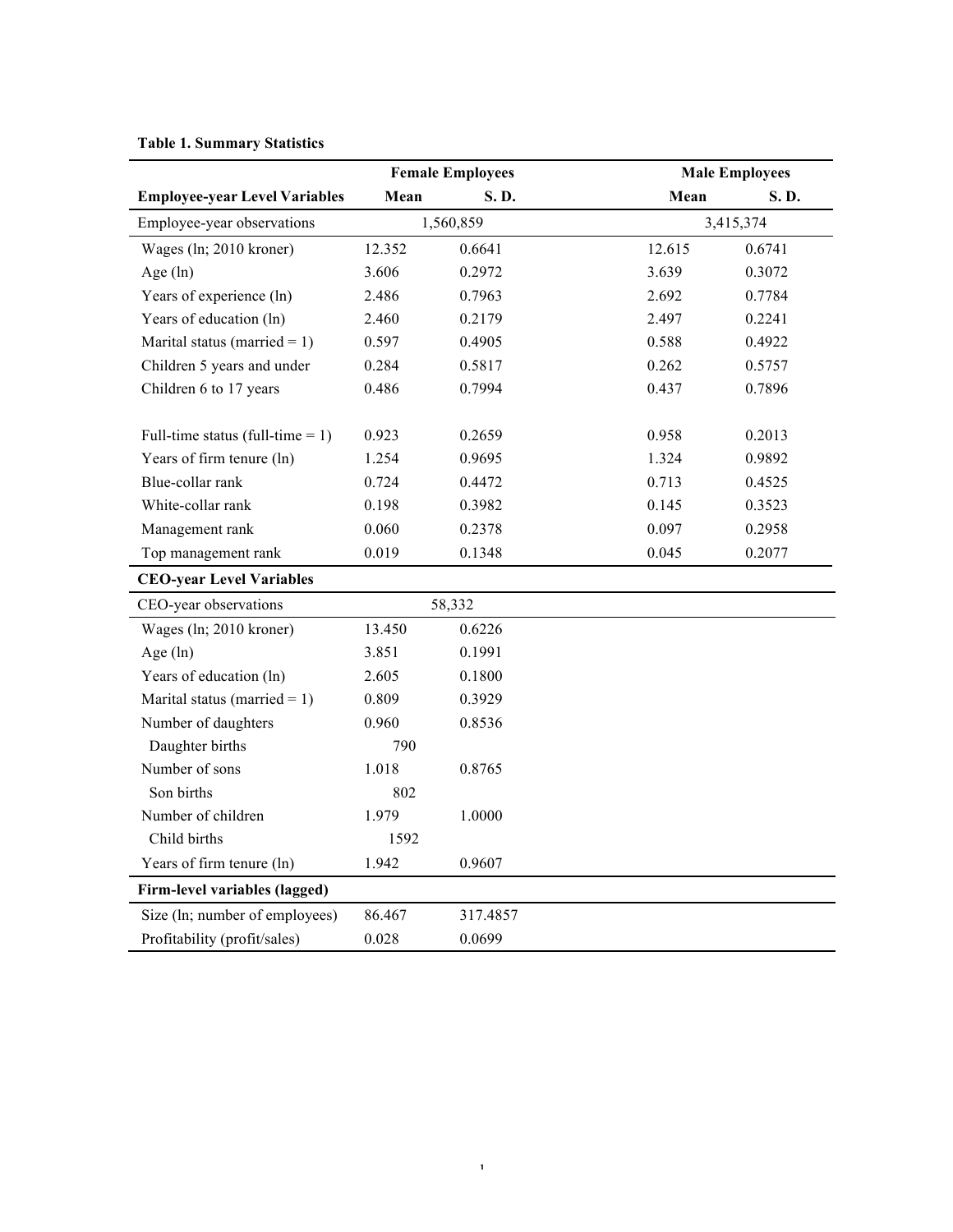**Table 1. Summary Statistics**

| | Female Employees | | Male Employees | |
|---|---|---|---|---|
| **Employee-year Level Variables** | **Mean** | **S. D.** | **Mean** | **S. D.** |
| Employee-year observations | 1,560,859 | | 3,415,374 | |
| Wages (ln; 2010 kroner) | 12.352 | 0.6641 | 12.615 | 0.6741 |
| Age (ln) | 3.606 | 0.2972 | 3.639 | 0.3072 |
| Years of experience (ln) | 2.486 | 0.7963 | 2.692 | 0.7784 |
| Years of education (ln) | 2.460 | 0.2179 | 2.497 | 0.2241 |
| Marital status (married = 1) | 0.597 | 0.4905 | 0.588 | 0.4922 |
| Children 5 years and under | 0.284 | 0.5817 | 0.262 | 0.5757 |
| Children 6 to 17 years | 0.486 | 0.7994 | 0.437 | 0.7896 |
| | | | | |
| Full-time status (full-time = 1) | 0.923 | 0.2659 | 0.958 | 0.2013 |
| Years of firm tenure (ln) | 1.254 | 0.9695 | 1.324 | 0.9892 |
| Blue-collar rank | 0.724 | 0.4472 | 0.713 | 0.4525 |
| White-collar rank | 0.198 | 0.3982 | 0.145 | 0.3523 |
| Management rank | 0.060 | 0.2378 | 0.097 | 0.2958 |
| Top management rank | 0.019 | 0.1348 | 0.045 | 0.2077 |
| **CEO-year Level Variables** | | | | |
| CEO-year observations | 58,332 | | | |
| Wages (ln; 2010 kroner) | 13.450 | 0.6226 | | |
| Age (ln) | 3.851 | 0.1991 | | |
| Years of education (ln) | 2.605 | 0.1800 | | |
| Marital status (married = 1) | 0.809 | 0.3929 | | |
| Number of daughters | 0.960 | 0.8536 | | |
| Daughter births | 790 | | | |
| Number of sons | 1.018 | 0.8765 | | |
| Son births | 802 | | | |
| Number of children | 1.979 | 1.0000 | | |
| Child births | 1592 | | | |
| Years of firm tenure (ln) | 1.942 | 0.9607 | | |
| **Firm-level variables (lagged)** | | | | |
| Size (ln; number of employees) | 86.467 | 317.4857 | | |
| Profitability (profit/sales) | 0.028 | 0.0699 | | |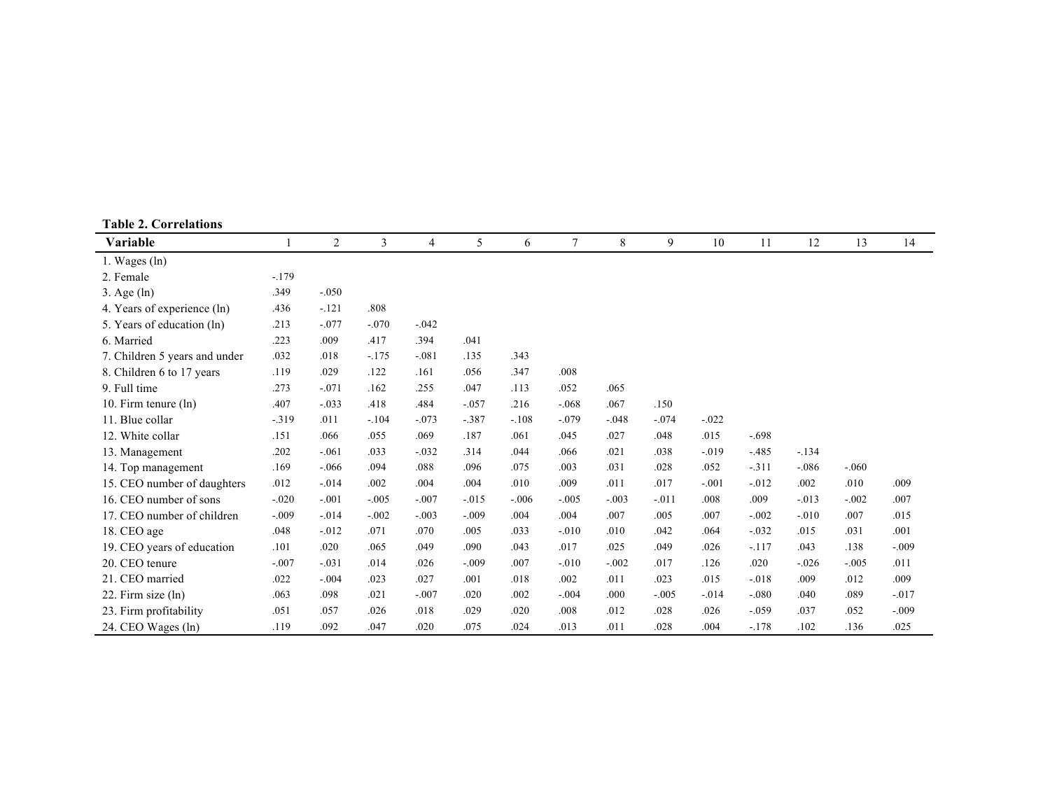**Table 2. Correlations**

| Variable | 1 | 2 | 3 | 4 | 5 | 6 | 7 | 8 | 9 | 10 | 11 | 12 | 13 | 14 |
|---|---|---|---|---|---|---|---|---|---|---|---|---|---|---|
| 1. Wages (ln) | | | | | | | | | | | | | | |
| 2. Female | -.179 | | | | | | | | | | | | | |
| 3. Age (ln) | .349 | -.050 | | | | | | | | | | | | |
| 4. Years of experience (ln) | .436 | -.121 | .808 | | | | | | | | | | | |
| 5. Years of education (ln) | .213 | -.077 | -.070 | -.042 | | | | | | | | | | |
| 6. Married | .223 | .009 | .417 | .394 | .041 | | | | | | | | | |
| 7. Children 5 years and under | .032 | .018 | -.175 | -.081 | .135 | .343 | | | | | | | | |
| 8. Children 6 to 17 years | .119 | .029 | .122 | .161 | .056 | .347 | .008 | | | | | | | |
| 9. Full time | .273 | -.071 | .162 | .255 | .047 | .113 | .052 | .065 | | | | | | |
| 10. Firm tenure (ln) | .407 | -.033 | .418 | .484 | -.057 | .216 | -.068 | .067 | .150 | | | | | |
| 11. Blue collar | -.319 | .011 | -.104 | -.073 | -.387 | -.108 | -.079 | -.048 | -.074 | -.022 | | | | |
| 12. White collar | .151 | .066 | .055 | .069 | .187 | .061 | .045 | .027 | .048 | .015 | -.698 | | | |
| 13. Management | .202 | -.061 | .033 | -.032 | .314 | .044 | .066 | .021 | .038 | -.019 | -.485 | -.134 | | |
| 14. Top management | .169 | -.066 | .094 | .088 | .096 | .075 | .003 | .031 | .028 | .052 | -.311 | -.086 | -.060 | |
| 15. CEO number of daughters | .012 | -.014 | .002 | .004 | .004 | .010 | .009 | .011 | .017 | -.001 | -.012 | .002 | .010 | .009 |
| 16. CEO number of sons | -.020 | -.001 | -.005 | -.007 | -.015 | -.006 | -.005 | -.003 | -.011 | .008 | .009 | -.013 | -.002 | .007 |
| 17. CEO number of children | -.009 | -.014 | -.002 | -.003 | -.009 | .004 | .004 | .007 | .005 | .007 | -.002 | -.010 | .007 | .015 |
| 18. CEO age | .048 | -.012 | .071 | .070 | .005 | .033 | -.010 | .010 | .042 | .064 | -.032 | .015 | .031 | .001 |
| 19. CEO years of education | .101 | .020 | .065 | .049 | .090 | .043 | .017 | .025 | .049 | .026 | -.117 | .043 | .138 | -.009 |
| 20. CEO tenure | -.007 | -.031 | .014 | .026 | -.009 | .007 | -.010 | -.002 | .017 | .126 | .020 | -.026 | -.005 | .011 |
| 21. CEO married | .022 | -.004 | .023 | .027 | .001 | .018 | .002 | .011 | .023 | .015 | -.018 | .009 | .012 | .009 |
| 22. Firm size (ln) | .063 | .098 | .021 | -.007 | .020 | .002 | -.004 | .000 | -.005 | -.014 | -.080 | .040 | .089 | -.017 |
| 23. Firm profitability | .051 | .057 | .026 | .018 | .029 | .020 | .008 | .012 | .028 | .026 | -.059 | .037 | .052 | -.009 |
| 24. CEO Wages (ln) | .119 | .092 | .047 | .020 | .075 | .024 | .013 | .011 | .028 | .004 | -.178 | .102 | .136 | .025 |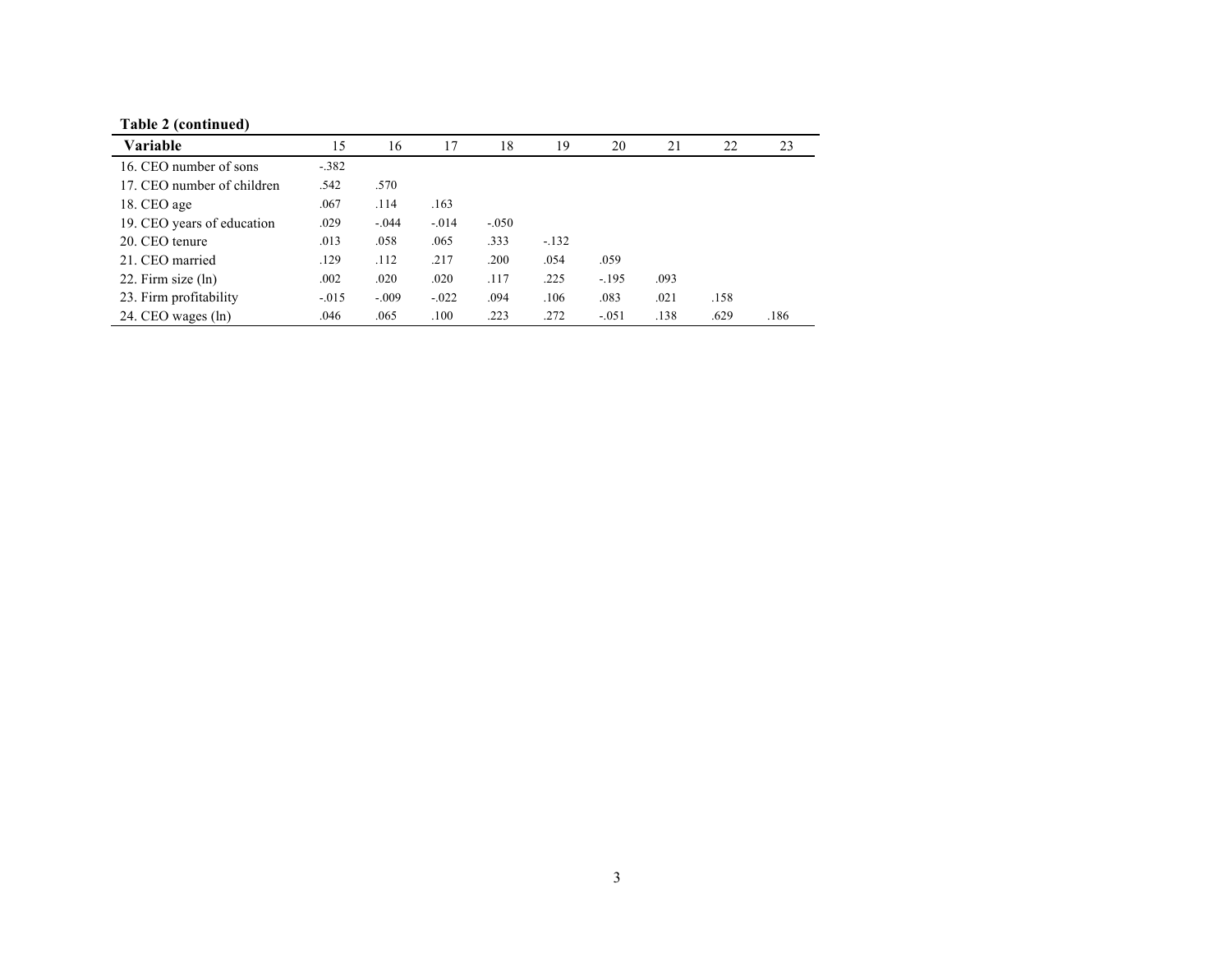**Table 2 (continued)**

| Variable | 15 | 16 | 17 | 18 | 19 | 20 | 21 | 22 | 23 |
|---|---|---|---|---|---|---|---|---|---|
| 16. CEO number of sons | -.382 | | | | | | | | |
| 17. CEO number of children | .542 | .570 | | | | | | | |
| 18. CEO age | .067 | .114 | .163 | | | | | | |
| 19. CEO years of education | .029 | -.044 | -.014 | -.050 | | | | | |
| 20. CEO tenure | .013 | .058 | .065 | .333 | -.132 | | | | |
| 21. CEO married | .129 | .112 | .217 | .200 | .054 | .059 | | | |
| 22. Firm size (ln) | .002 | .020 | .020 | .117 | .225 | -.195 | .093 | | |
| 23. Firm profitability | -.015 | -.009 | -.022 | .094 | .106 | .083 | .021 | .158 | |
| 24. CEO wages (ln) | .046 | .065 | .100 | .223 | .272 | -.051 | .138 | .629 | .186 |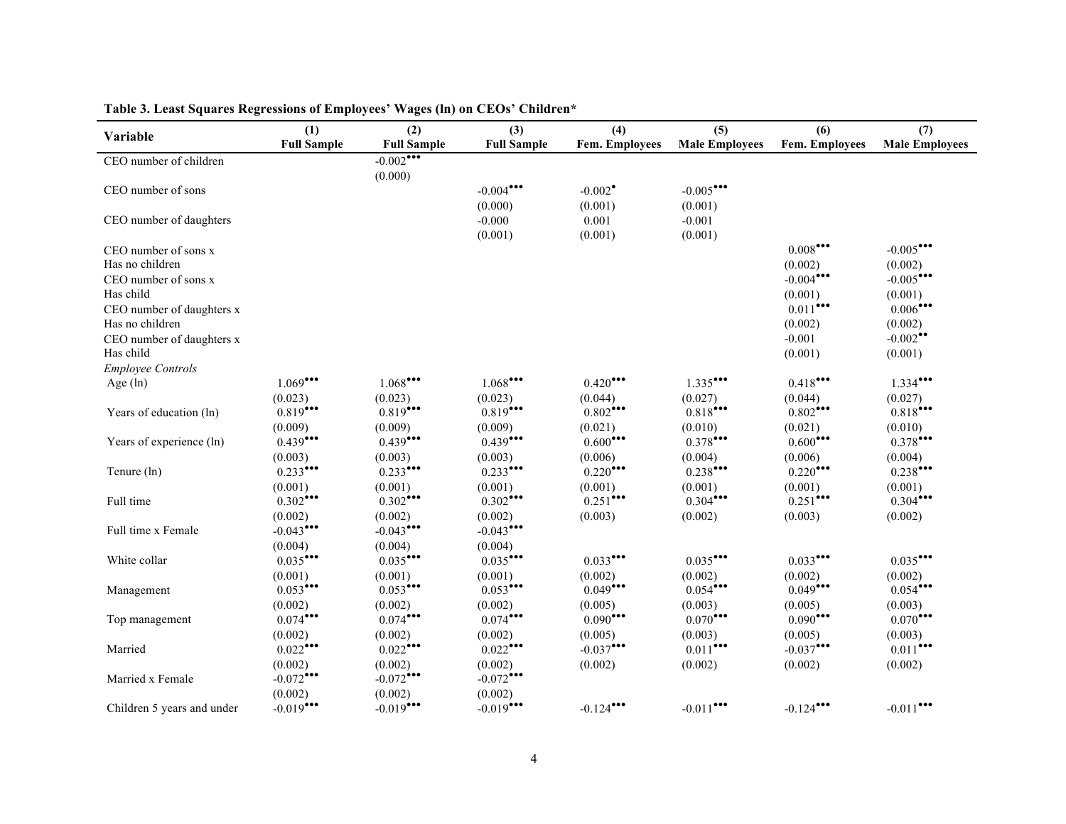**Table 3. Least Squares Regressions of Employees' Wages (ln) on CEOs' Children***

| Variable | (1) Full Sample | (2) Full Sample | (3) Full Sample | (4) Fem. Employees | (5) Male Employees | (6) Fem. Employees | (7) Male Employees |
|---|---|---|---|---|---|---|---|
| CEO number of children | | -0.002*** | | | | | |
| | | (0.000) | | | | | |
| CEO number of sons | | | -0.004*** | -0.002* | -0.005*** | | |
| | | | (0.000) | (0.001) | (0.001) | | |
| CEO number of daughters | | | -0.000 | 0.001 | -0.001 | | |
| | | | (0.001) | (0.001) | (0.001) | | |
| CEO number of sons x Has no children | | | | | | 0.008*** | -0.005*** |
| | | | | | | (0.002) | (0.002) |
| CEO number of sons x Has child | | | | | | -0.004*** | -0.005*** |
| | | | | | | (0.001) | (0.001) |
| CEO number of daughters x Has no children | | | | | | 0.011*** | 0.006*** |
| | | | | | | (0.002) | (0.002) |
| CEO number of daughters x Has child | | | | | | -0.001 | -0.002** |
| | | | | | | (0.001) | (0.001) |
| *Employee Controls* | | | | | | | |
| Age (ln) | 1.069*** | 1.068*** | 1.068*** | 0.420*** | 1.335*** | 0.418*** | 1.334*** |
| | (0.023) | (0.023) | (0.023) | (0.044) | (0.027) | (0.044) | (0.027) |
| Years of education (ln) | 0.819*** | 0.819*** | 0.819*** | 0.802*** | 0.818*** | 0.802*** | 0.818*** |
| | (0.009) | (0.009) | (0.009) | (0.021) | (0.010) | (0.021) | (0.010) |
| Years of experience (ln) | 0.439*** | 0.439*** | 0.439*** | 0.600*** | 0.378*** | 0.600*** | 0.378*** |
| | (0.003) | (0.003) | (0.003) | (0.006) | (0.004) | (0.006) | (0.004) |
| Tenure (ln) | 0.233*** | 0.233*** | 0.233*** | 0.220*** | 0.238*** | 0.220*** | 0.238*** |
| | (0.001) | (0.001) | (0.001) | (0.001) | (0.001) | (0.001) | (0.001) |
| Full time | 0.302*** | 0.302*** | 0.302*** | 0.251*** | 0.304*** | 0.251*** | 0.304*** |
| | (0.002) | (0.002) | (0.002) | (0.003) | (0.002) | (0.003) | (0.002) |
| Full time x Female | -0.043*** | -0.043*** | -0.043*** | | | | |
| | (0.004) | (0.004) | (0.004) | | | | |
| White collar | 0.035*** | 0.035*** | 0.035*** | 0.033*** | 0.035*** | 0.033*** | 0.035*** |
| | (0.001) | (0.001) | (0.001) | (0.002) | (0.002) | (0.002) | (0.002) |
| Management | 0.053*** | 0.053*** | 0.053*** | 0.049*** | 0.054*** | 0.049*** | 0.054*** |
| | (0.002) | (0.002) | (0.002) | (0.005) | (0.003) | (0.005) | (0.003) |
| Top management | 0.074*** | 0.074*** | 0.074*** | 0.090*** | 0.070*** | 0.090*** | 0.070*** |
| | (0.002) | (0.002) | (0.002) | (0.005) | (0.003) | (0.005) | (0.003) |
| Married | 0.022*** | 0.022*** | 0.022*** | -0.037*** | 0.011*** | -0.037*** | 0.011*** |
| | (0.002) | (0.002) | (0.002) | (0.002) | (0.002) | (0.002) | (0.002) |
| Married x Female | -0.072*** | -0.072*** | -0.072*** | | | | |
| | (0.002) | (0.002) | (0.002) | | | | |
| Children 5 years and under | -0.019*** | -0.019*** | -0.019*** | -0.124*** | -0.011*** | -0.124*** | -0.011*** |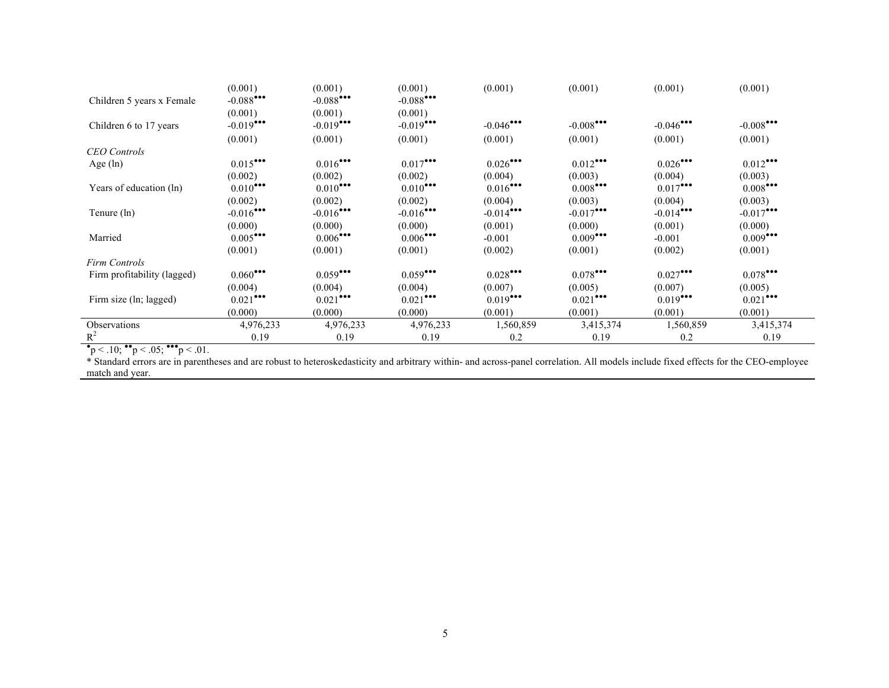| | | | | | | | |
|---|---|---|---|---|---|---|---|
| | (0.001) | (0.001) | (0.001) | (0.001) | (0.001) | (0.001) | (0.001) |
| Children 5 years x Female | -0.088••• | -0.088••• | -0.088••• | | | | |
| | (0.001) | (0.001) | (0.001) | | | | |
| Children 6 to 17 years | -0.019••• | -0.019••• | -0.019••• | -0.046••• | -0.008••• | -0.046••• | -0.008••• |
| | (0.001) | (0.001) | (0.001) | (0.001) | (0.001) | (0.001) | (0.001) |
| *CEO Controls* | | | | | | | |
| Age (ln) | 0.015••• | 0.016••• | 0.017••• | 0.026••• | 0.012••• | 0.026••• | 0.012••• |
| | (0.002) | (0.002) | (0.002) | (0.004) | (0.003) | (0.004) | (0.003) |
| Years of education (ln) | 0.010••• | 0.010••• | 0.010••• | 0.016••• | 0.008••• | 0.017••• | 0.008••• |
| | (0.002) | (0.002) | (0.002) | (0.004) | (0.003) | (0.004) | (0.003) |
| Tenure (ln) | -0.016••• | -0.016••• | -0.016••• | -0.014••• | -0.017••• | -0.014••• | -0.017••• |
| | (0.000) | (0.000) | (0.000) | (0.001) | (0.000) | (0.001) | (0.000) |
| Married | 0.005••• | 0.006••• | 0.006••• | -0.001 | 0.009••• | -0.001 | 0.009••• |
| | (0.001) | (0.001) | (0.001) | (0.002) | (0.001) | (0.002) | (0.001) |
| *Firm Controls* | | | | | | | |
| Firm profitability (lagged) | 0.060••• | 0.059••• | 0.059••• | 0.028••• | 0.078••• | 0.027••• | 0.078••• |
| | (0.004) | (0.004) | (0.004) | (0.007) | (0.005) | (0.007) | (0.005) |
| Firm size (ln; lagged) | 0.021••• | 0.021••• | 0.021••• | 0.019••• | 0.021••• | 0.019••• | 0.021••• |
| | (0.000) | (0.000) | (0.000) | (0.001) | (0.001) | (0.001) | (0.001) |
| Observations | 4,976,233 | 4,976,233 | 4,976,233 | 1,560,859 | 3,415,374 | 1,560,859 | 3,415,374 |
| $R^2$ | 0.19 | 0.19 | 0.19 | 0.2 | 0.19 | 0.2 | 0.19 |

•p < .10; ••p < .05; •••p < .01.

* Standard errors are in parentheses and are robust to heteroskedasticity and arbitrary within- and across-panel correlation. All models include fixed effects for the CEO-employee match and year.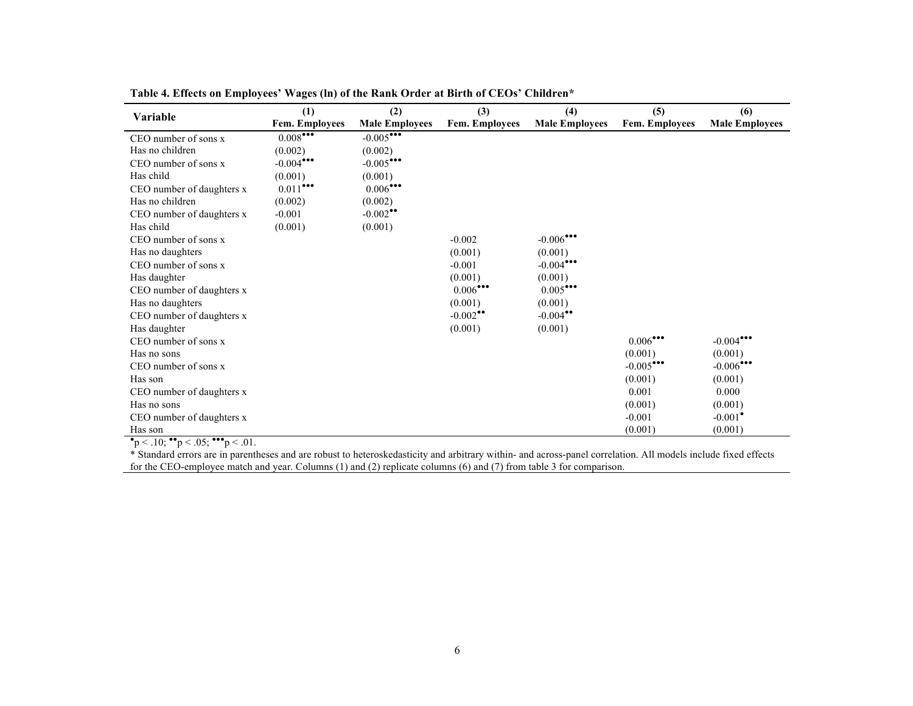**Table 4. Effects on Employees' Wages (ln) of the Rank Order at Birth of CEOs' Children***

| Variable | (1) Fem. Employees | (2) Male Employees | (3) Fem. Employees | (4) Male Employees | (5) Fem. Employees | (6) Male Employees |
|---|---|---|---|---|---|---|
| CEO number of sons x | 0.008••• | -0.005••• | | | | |
| Has no children | (0.002) | (0.002) | | | | |
| CEO number of sons x | -0.004••• | -0.005••• | | | | |
| Has child | (0.001) | (0.001) | | | | |
| CEO number of daughters x | 0.011••• | 0.006••• | | | | |
| Has no children | (0.002) | (0.002) | | | | |
| CEO number of daughters x | -0.001 | -0.002•• | | | | |
| Has child | (0.001) | (0.001) | | | | |
| CEO number of sons x | | | -0.002 | -0.006••• | | |
| Has no daughters | | | (0.001) | (0.001) | | |
| CEO number of sons x | | | -0.001 | -0.004••• | | |
| Has daughter | | | (0.001) | (0.001) | | |
| CEO number of daughters x | | | 0.006••• | 0.005••• | | |
| Has no daughters | | | (0.001) | (0.001) | | |
| CEO number of daughters x | | | -0.002•• | -0.004•• | | |
| Has daughter | | | (0.001) | (0.001) | | |
| CEO number of sons x | | | | | 0.006••• | -0.004••• |
| Has no sons | | | | | (0.001) | (0.001) |
| CEO number of sons x | | | | | -0.005••• | -0.006••• |
| Has son | | | | | (0.001) | (0.001) |
| CEO number of daughters x | | | | | 0.001 | 0.000 |
| Has no sons | | | | | (0.001) | (0.001) |
| CEO number of daughters x | | | | | -0.001 | -0.001• |
| Has son | | | | | (0.001) | (0.001) |

•$p < .10$; ••$p < .05$; •••$p < .01$.

* Standard errors are in parentheses and are robust to heteroskedasticity and arbitrary within- and across-panel correlation. All models include fixed effects for the CEO-employee match and year. Columns (1) and (2) replicate columns (6) and (7) from table 3 for comparison.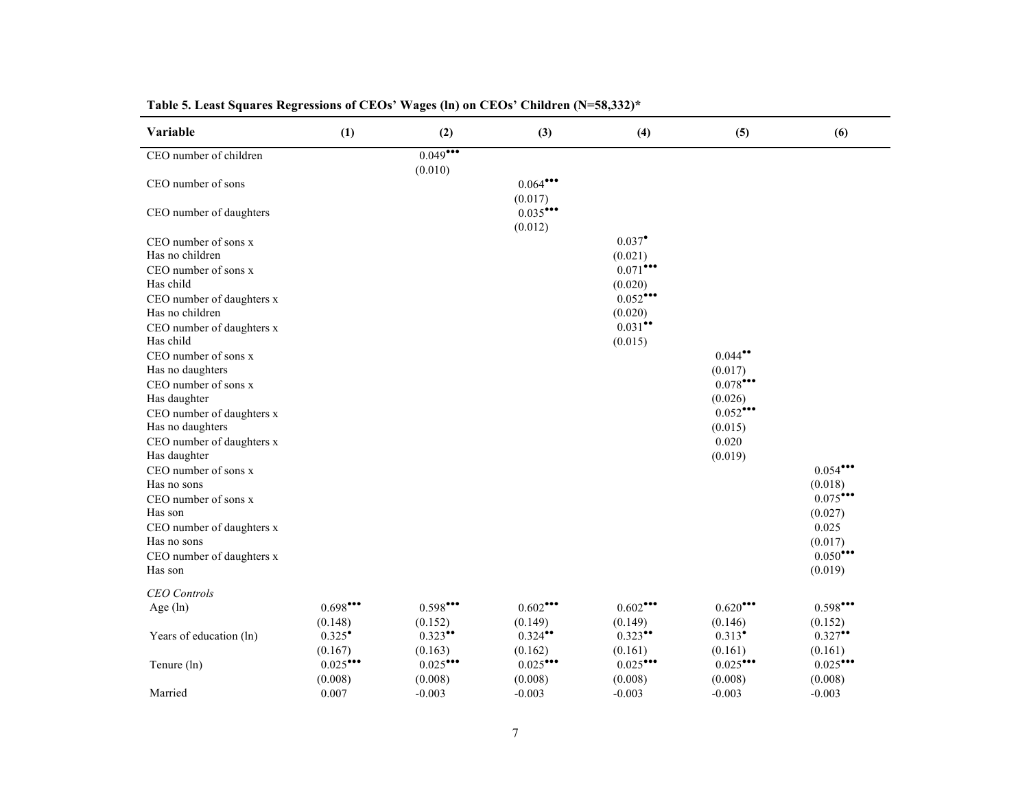**Table 5. Least Squares Regressions of CEOs' Wages (ln) on CEOs' Children (N=58,332)***

| Variable | (1) | (2) | (3) | (4) | (5) | (6) |
|---|---|---|---|---|---|---|
| CEO number of children | | 0.049••• | | | | |
| | | (0.010) | | | | |
| CEO number of sons | | | 0.064••• | | | |
| | | | (0.017) | | | |
| CEO number of daughters | | | 0.035••• | | | |
| | | | (0.012) | | | |
| CEO number of sons x Has no children | | | | 0.037• | | |
| | | | | (0.021) | | |
| CEO number of sons x Has child | | | | 0.071••• | | |
| | | | | (0.020) | | |
| CEO number of daughters x Has no children | | | | 0.052••• | | |
| | | | | (0.020) | | |
| CEO number of daughters x Has child | | | | 0.031•• | | |
| | | | | (0.015) | | |
| CEO number of sons x Has no daughters | | | | | 0.044•• | |
| | | | | | (0.017) | |
| CEO number of sons x Has daughter | | | | | 0.078••• | |
| | | | | | (0.026) | |
| CEO number of daughters x Has no daughters | | | | | 0.052••• | |
| | | | | | (0.015) | |
| CEO number of daughters x Has daughter | | | | | 0.020 | |
| | | | | | (0.019) | |
| CEO number of sons x Has no sons | | | | | | 0.054••• |
| | | | | | | (0.018) |
| CEO number of sons x Has son | | | | | | 0.075••• |
| | | | | | | (0.027) |
| CEO number of daughters x Has no sons | | | | | | 0.025 |
| | | | | | | (0.017) |
| CEO number of daughters x Has son | | | | | | 0.050••• |
| | | | | | | (0.019) |
| *CEO Controls* | | | | | | |
| Age (ln) | 0.698••• | 0.598••• | 0.602••• | 0.602••• | 0.620••• | 0.598••• |
| | (0.148) | (0.152) | (0.149) | (0.149) | (0.146) | (0.152) |
| Years of education (ln) | 0.325• | 0.323•• | 0.324•• | 0.323•• | 0.313• | 0.327•• |
| | (0.167) | (0.163) | (0.162) | (0.161) | (0.161) | (0.161) |
| Tenure (ln) | 0.025••• | 0.025••• | 0.025••• | 0.025••• | 0.025••• | 0.025••• |
| | (0.008) | (0.008) | (0.008) | (0.008) | (0.008) | (0.008) |
| Married | 0.007 | -0.003 | -0.003 | -0.003 | -0.003 | -0.003 |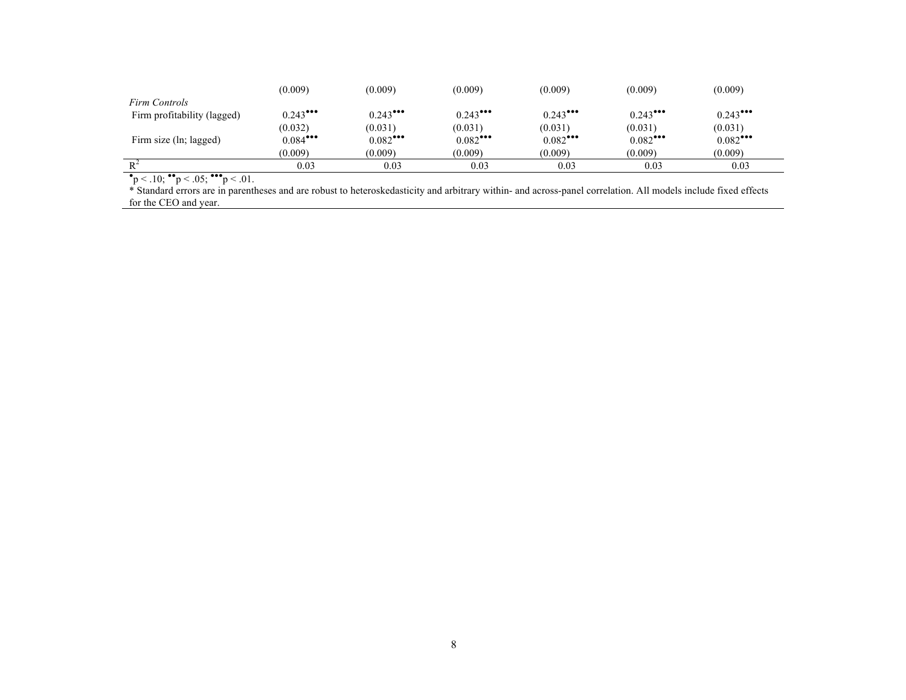| | | | | | | |
|---|---|---|---|---|---|---|
| | (0.009) | (0.009) | (0.009) | (0.009) | (0.009) | (0.009) |
| *Firm Controls* | | | | | | |
| Firm profitability (lagged) | 0.243••• | 0.243••• | 0.243••• | 0.243••• | 0.243••• | 0.243••• |
| | (0.032) | (0.031) | (0.031) | (0.031) | (0.031) | (0.031) |
| Firm size (ln; lagged) | 0.084••• | 0.082••• | 0.082••• | 0.082••• | 0.082••• | 0.082••• |
| | (0.009) | (0.009) | (0.009) | (0.009) | (0.009) | (0.009) |
| $R^2$ | 0.03 | 0.03 | 0.03 | 0.03 | 0.03 | 0.03 |

•$p < .10$; ••$p < .05$; •••$p < .01$.

* Standard errors are in parentheses and are robust to heteroskedasticity and arbitrary within- and across-panel correlation. All models include fixed effects for the CEO and year.